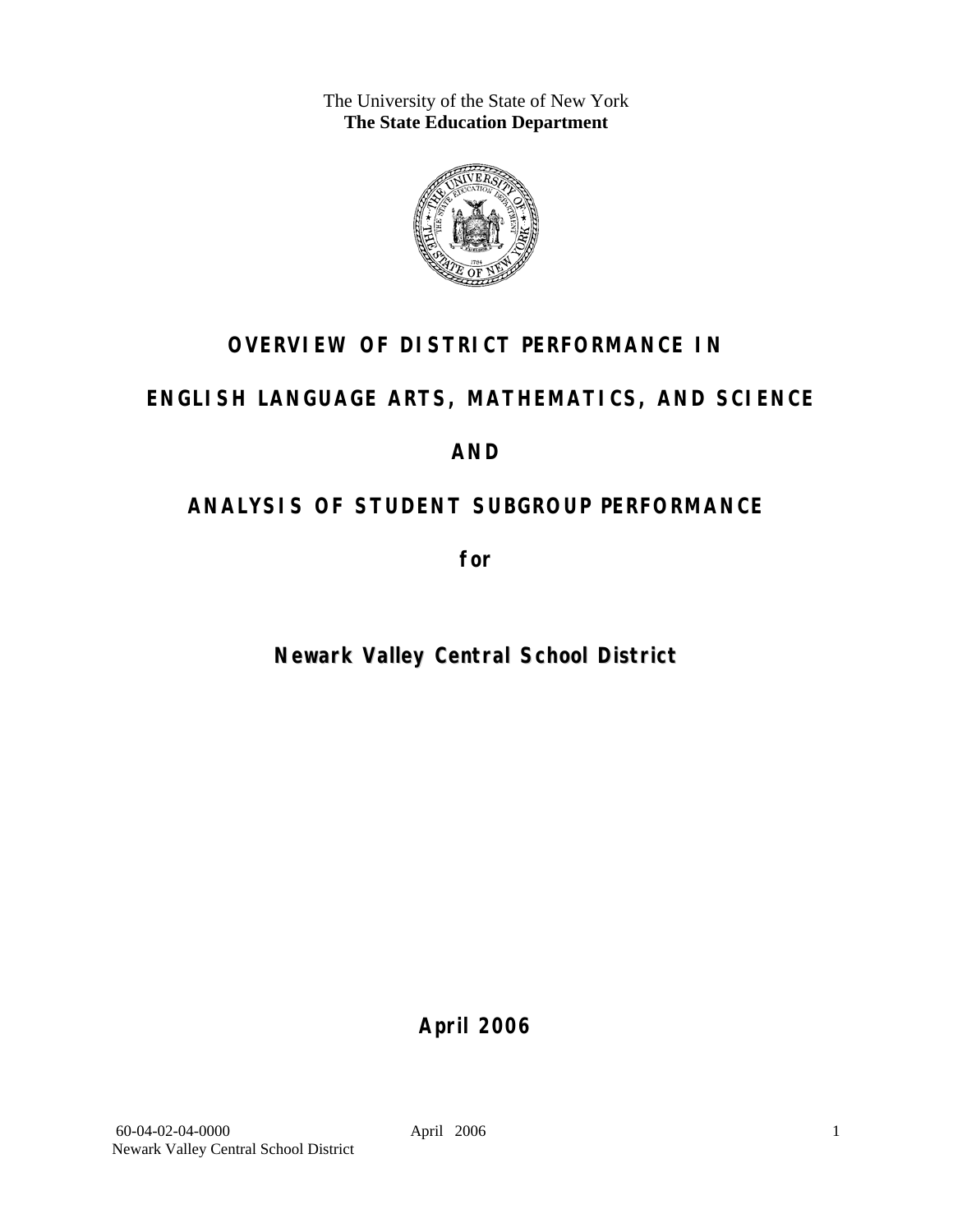The University of the State of New York
**The State Education Department**

# OVERVIEW OF DISTRICT PERFORMANCE IN

# ENGLISH LANGUAGE ARTS, MATHEMATICS, AND SCIENCE

# AND

# ANALYSIS OF STUDENT SUBGROUP PERFORMANCE

**for**

## Newark Valley Central School District

**April 2006**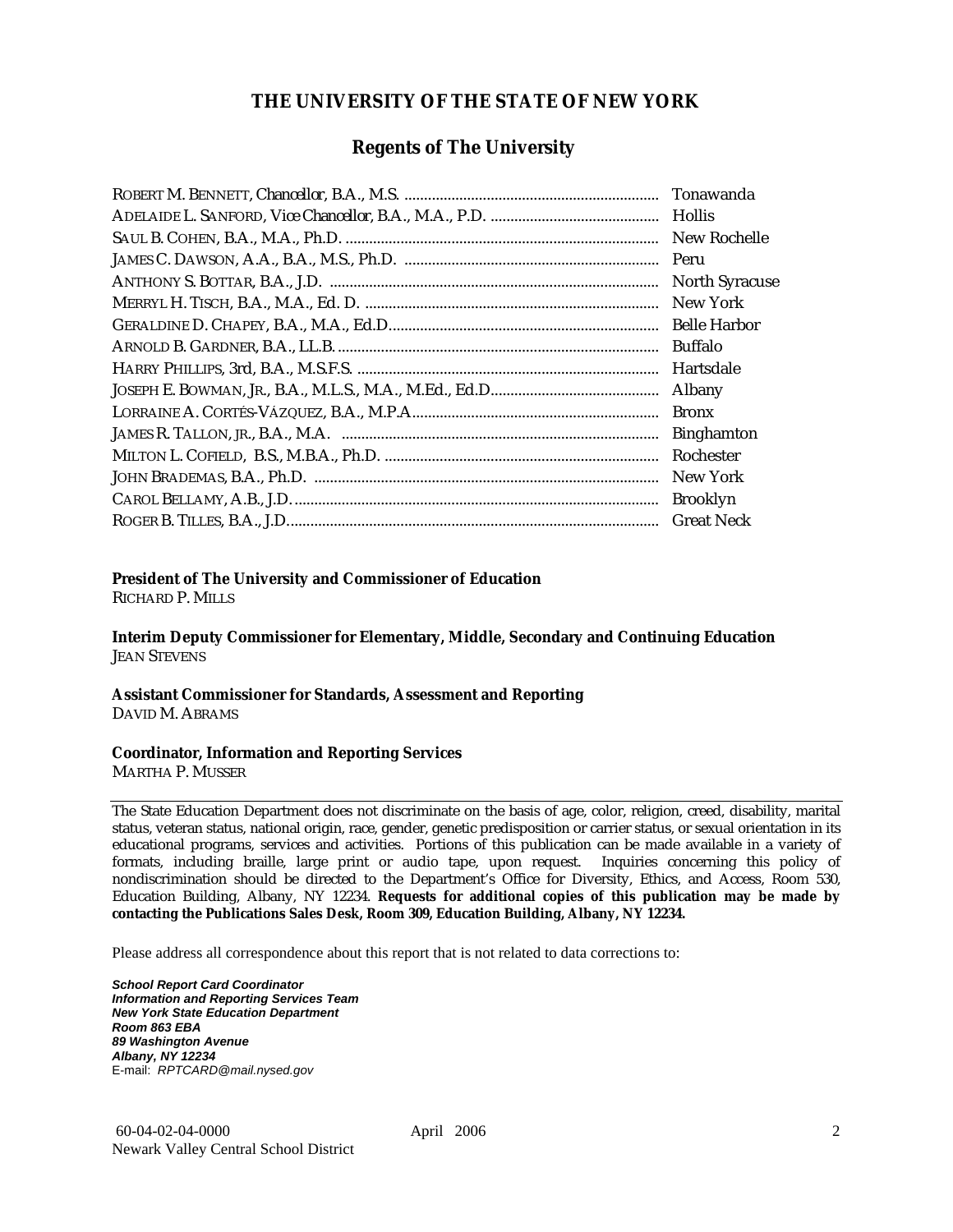# THE UNIVERSITY OF THE STATE OF NEW YORK

## Regents of The University

| | |
|---|---|
| ROBERT M. BENNETT, *Chancellor*, B.A., M.S. | Tonawanda |
| ADELAIDE L. SANFORD, *Vice Chancellor*, B.A., M.A., P.D. | Hollis |
| SAUL B. COHEN, B.A., M.A., Ph.D. | New Rochelle |
| JAMES C. DAWSON, A.A., B.A., M.S., Ph.D. | Peru |
| ANTHONY S. BOTTAR, B.A., J.D. | North Syracuse |
| MERRYL H. TISCH, B.A., M.A., Ed. D. | New York |
| GERALDINE D. CHAPEY, B.A., M.A., Ed.D. | Belle Harbor |
| ARNOLD B. GARDNER, B.A., LL.B. | Buffalo |
| HARRY PHILLIPS, 3rd, B.A., M.S.F.S. | Hartsdale |
| JOSEPH E. BOWMAN, JR., B.A., M.L.S., M.A., M.Ed., Ed.D. | Albany |
| LORRAINE A. CORTÉS-VÁZQUEZ, B.A., M.P.A. | Bronx |
| JAMES R. TALLON, JR., B.A., M.A. | Binghamton |
| MILTON L. COFIELD, B.S., M.B.A., Ph.D. | Rochester |
| JOHN BRADEMAS, B.A., Ph.D. | New York |
| CAROL BELLAMY, A.B., J.D. | Brooklyn |
| ROGER B. TILLES, B.A., J.D. | Great Neck |

**President of The University and Commissioner of Education**
RICHARD P. MILLS

**Interim Deputy Commissioner for Elementary, Middle, Secondary and Continuing Education**
JEAN STEVENS

**Assistant Commissioner for Standards, Assessment and Reporting**
DAVID M. ABRAMS

**Coordinator, Information and Reporting Services**
MARTHA P. MUSSER

---

The State Education Department does not discriminate on the basis of age, color, religion, creed, disability, marital status, veteran status, national origin, race, gender, genetic predisposition or carrier status, or sexual orientation in its educational programs, services and activities. Portions of this publication can be made available in a variety of formats, including braille, large print or audio tape, upon request. Inquiries concerning this policy of nondiscrimination should be directed to the Department's Office for Diversity, Ethics, and Access, Room 530, Education Building, Albany, NY 12234. **Requests for additional copies of this publication may be made by contacting the Publications Sales Desk, Room 309, Education Building, Albany, NY 12234.**

Please address all correspondence about this report that is not related to data corrections to:

***School Report Card Coordinator***
***Information and Reporting Services Team***
***New York State Education Department***
***Room 863 EBA***
***89 Washington Avenue***
***Albany, NY 12234***
E-mail: *RPTCARD@mail.nysed.gov*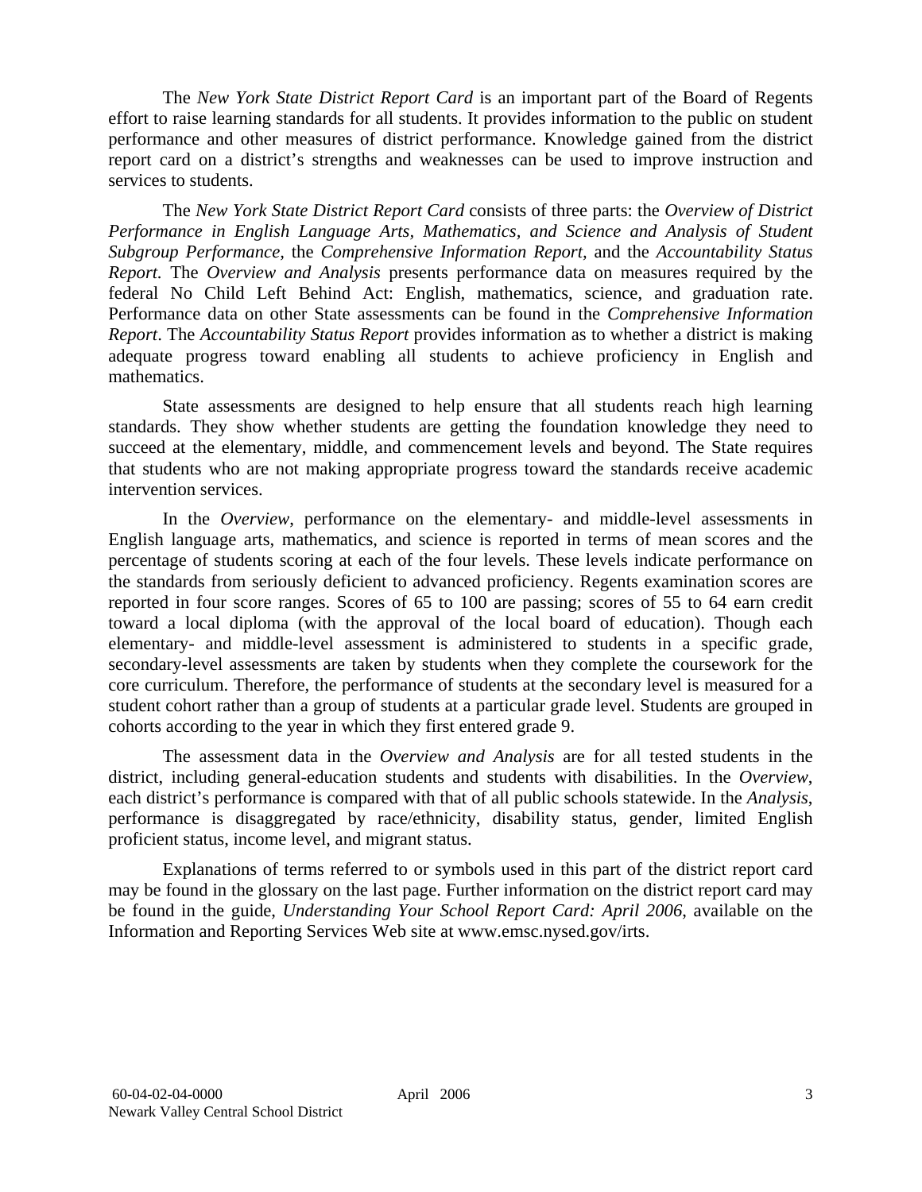The *New York State District Report Card* is an important part of the Board of Regents effort to raise learning standards for all students. It provides information to the public on student performance and other measures of district performance. Knowledge gained from the district report card on a district's strengths and weaknesses can be used to improve instruction and services to students.

The *New York State District Report Card* consists of three parts: the *Overview of District Performance in English Language Arts, Mathematics, and Science and Analysis of Student Subgroup Performance,* the *Comprehensive Information Report,* and the *Accountability Status Report.* The *Overview and Analysis* presents performance data on measures required by the federal No Child Left Behind Act: English, mathematics, science, and graduation rate. Performance data on other State assessments can be found in the *Comprehensive Information Report*. The *Accountability Status Report* provides information as to whether a district is making adequate progress toward enabling all students to achieve proficiency in English and mathematics.

State assessments are designed to help ensure that all students reach high learning standards. They show whether students are getting the foundation knowledge they need to succeed at the elementary, middle, and commencement levels and beyond. The State requires that students who are not making appropriate progress toward the standards receive academic intervention services.

In the *Overview*, performance on the elementary- and middle-level assessments in English language arts, mathematics, and science is reported in terms of mean scores and the percentage of students scoring at each of the four levels. These levels indicate performance on the standards from seriously deficient to advanced proficiency. Regents examination scores are reported in four score ranges. Scores of 65 to 100 are passing; scores of 55 to 64 earn credit toward a local diploma (with the approval of the local board of education). Though each elementary- and middle-level assessment is administered to students in a specific grade, secondary-level assessments are taken by students when they complete the coursework for the core curriculum. Therefore, the performance of students at the secondary level is measured for a student cohort rather than a group of students at a particular grade level. Students are grouped in cohorts according to the year in which they first entered grade 9.

The assessment data in the *Overview and Analysis* are for all tested students in the district, including general-education students and students with disabilities. In the *Overview*, each district's performance is compared with that of all public schools statewide. In the *Analysis*, performance is disaggregated by race/ethnicity, disability status, gender, limited English proficient status, income level, and migrant status.

Explanations of terms referred to or symbols used in this part of the district report card may be found in the glossary on the last page. Further information on the district report card may be found in the guide, *Understanding Your School Report Card: April 2006*, available on the Information and Reporting Services Web site at www.emsc.nysed.gov/irts.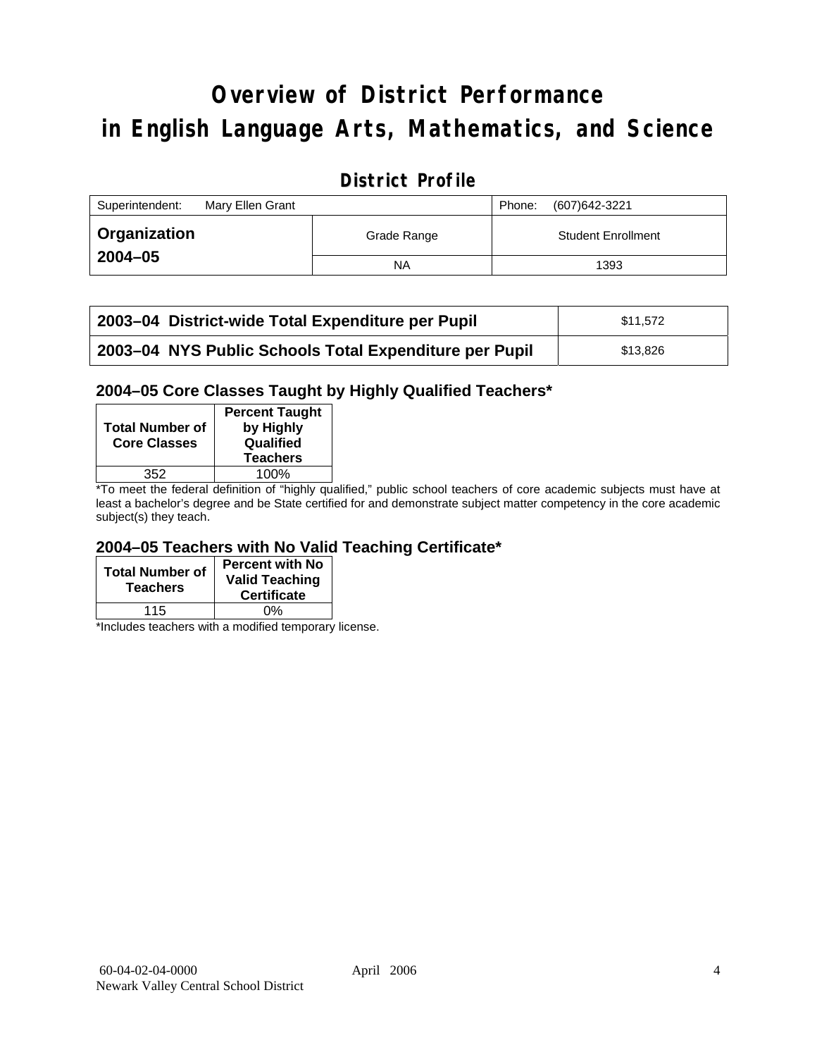# Overview of District Performance in English Language Arts, Mathematics, and Science

## District Profile

| Superintendent: Mary Ellen Grant | | Phone: (607)642-3221 |
|---|---|---|
| **Organization 2004–05** | Grade Range | Student Enrollment |
| | NA | 1393 |

| | |
|---|---|
| **2003–04 District-wide Total Expenditure per Pupil** | $11,572 |
| **2003–04 NYS Public Schools Total Expenditure per Pupil** | $13,826 |

### 2004–05 Core Classes Taught by Highly Qualified Teachers*

| Total Number of Core Classes | Percent Taught by Highly Qualified Teachers |
|---|---|
| 352 | 100% |

*To meet the federal definition of "highly qualified," public school teachers of core academic subjects must have at least a bachelor's degree and be State certified for and demonstrate subject matter competency in the core academic subject(s) they teach.

### 2004–05 Teachers with No Valid Teaching Certificate*

| Total Number of Teachers | Percent with No Valid Teaching Certificate |
|---|---|
| 115 | 0% |

*Includes teachers with a modified temporary license.

60-04-02-04-0000
Newark Valley Central School District

April 2006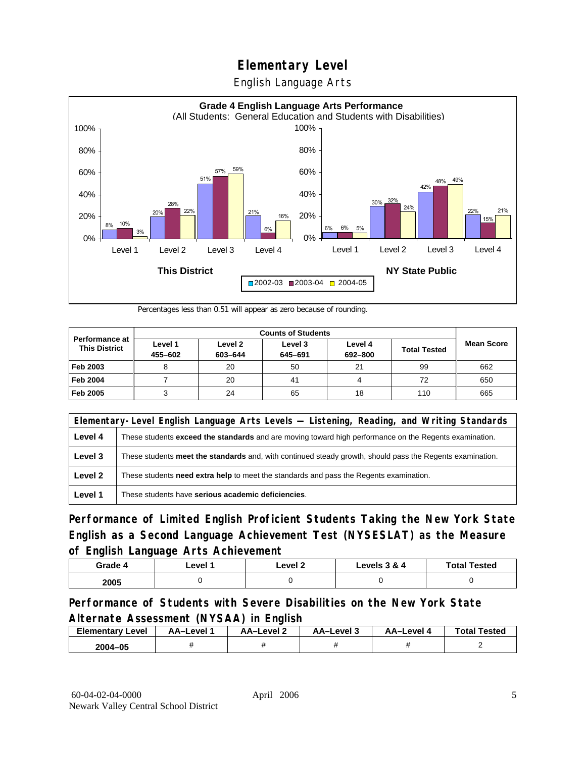# Elementary Level

English Language Arts

**Grade 4 English Language Arts Performance**
(All Students: General Education and Students with Disabilities)

| This District | 2002-03 | 2003-04 | 2004-05 |
|---|---|---|---|
| Level 1 | 8% | 10% | 3% |
| Level 2 | 20% | 28% | 22% |
| Level 3 | 51% | 57% | 59% |
| Level 4 | 21% | 6% | 16% |

| NY State Public | 2002-03 | 2003-04 | 2004-05 |
|---|---|---|---|
| Level 1 | 6% | 6% | 5% |
| Level 2 | 30% | 32% | 24% |
| Level 3 | 42% | 48% | 49% |
| Level 4 | 22% | 15% | 21% |

Percentages less than 0.51 will appear as zero because of rounding.

| Performance at This District | Counts of Students | | | | | Mean Score |
|---|---|---|---|---|---|---|
| | Level 1 455–602 | Level 2 603–644 | Level 3 645–691 | Level 4 692–800 | Total Tested | |
| Feb 2003 | 8 | 20 | 50 | 21 | 99 | 662 |
| Feb 2004 | 7 | 20 | 41 | 4 | 72 | 650 |
| Feb 2005 | 3 | 24 | 65 | 18 | 110 | 665 |

| Elementary-Level English Language Arts Levels — Listening, Reading, and Writing Standards | |
|---|---|
| Level 4 | These students **exceed the standards** and are moving toward high performance on the Regents examination. |
| Level 3 | These students **meet the standards** and, with continued steady growth, should pass the Regents examination. |
| Level 2 | These students **need extra help** to meet the standards and pass the Regents examination. |
| Level 1 | These students have **serious academic deficiencies**. |

## Performance of Limited English Proficient Students Taking the New York State English as a Second Language Achievement Test (NYSESLAT) as the Measure of English Language Arts Achievement

| Grade 4 | Level 1 | Level 2 | Levels 3 & 4 | Total Tested |
|---|---|---|---|---|
| 2005 | 0 | 0 | 0 | 0 |

## Performance of Students with Severe Disabilities on the New York State Alternate Assessment (NYSAA) in English

| Elementary Level | AA–Level 1 | AA–Level 2 | AA–Level 3 | AA–Level 4 | Total Tested |
|---|---|---|---|---|---|
| 2004–05 | # | # | # | # | 2 |

60-04-02-04-0000 April 2006
Newark Valley Central School District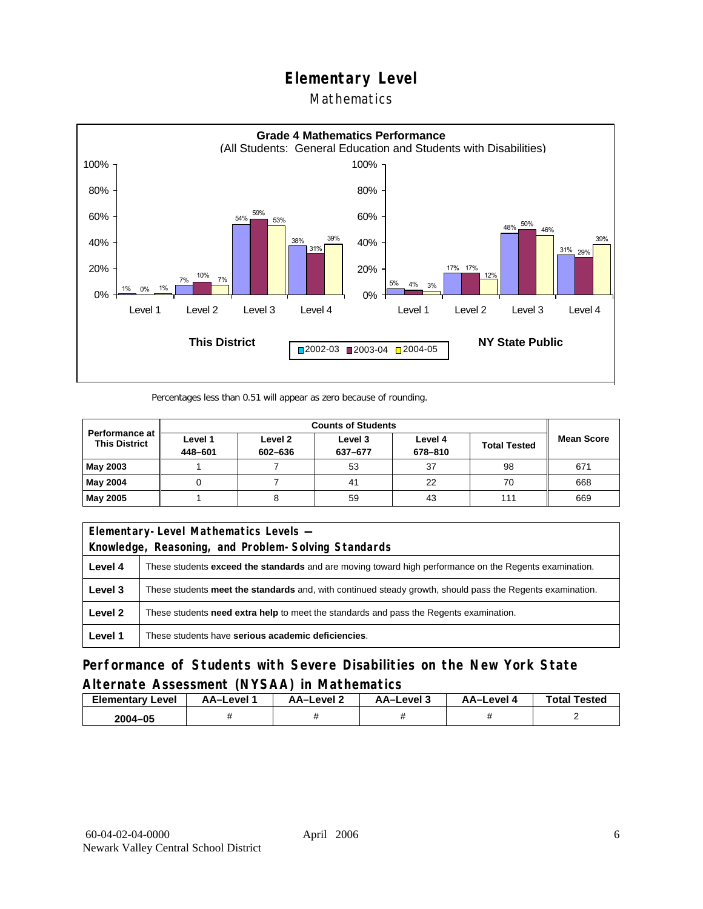# Elementary Level

## Mathematics

**Grade 4 Mathematics Performance**
(All Students: General Education and Students with Disabilities)

| | Level 1 | Level 2 | Level 3 | Level 4 |
|---|---|---|---|---|
| **This District** 2002-03 | 1% | 7% | 54% | 38% |
| **This District** 2003-04 | 0% | 10% | 59% | 31% |
| **This District** 2004-05 | 1% | 7% | 53% | 39% |
| **NY State Public** 2002-03 | 5% | 17% | 48% | 31% |
| **NY State Public** 2003-04 | 4% | 17% | 50% | 29% |
| **NY State Public** 2004-05 | 3% | 12% | 46% | 39% |

Percentages less than 0.51 will appear as zero because of rounding.

| Performance at This District | Counts of Students | | | | | Mean Score |
|---|---|---|---|---|---|---|
| | Level 1 448–601 | Level 2 602–636 | Level 3 637–677 | Level 4 678–810 | Total Tested | |
| **May 2003** | 1 | 7 | 53 | 37 | 98 | 671 |
| **May 2004** | 0 | 7 | 41 | 22 | 70 | 668 |
| **May 2005** | 1 | 8 | 59 | 43 | 111 | 669 |

| Elementary-Level Mathematics Levels — Knowledge, Reasoning, and Problem-Solving Standards | |
|---|---|
| **Level 4** | These students **exceed the standards** and are moving toward high performance on the Regents examination. |
| **Level 3** | These students **meet the standards** and, with continued steady growth, should pass the Regents examination. |
| **Level 2** | These students **need extra help** to meet the standards and pass the Regents examination. |
| **Level 1** | These students have **serious academic deficiencies**. |

## Performance of Students with Severe Disabilities on the New York State Alternate Assessment (NYSAA) in Mathematics

| Elementary Level | AA–Level 1 | AA–Level 2 | AA–Level 3 | AA–Level 4 | Total Tested |
|---|---|---|---|---|---|
| 2004–05 | # | # | # | # | 2 |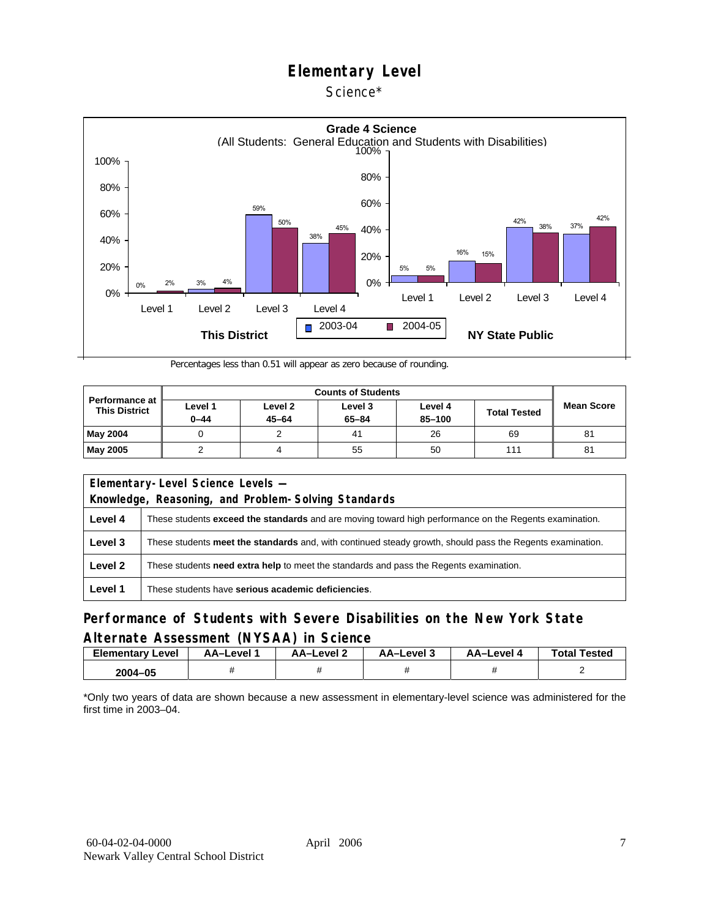# Elementary Level

Science*

**Grade 4 Science**
(All Students: General Education and Students with Disabilities)

| This District | 2003-04 | 2004-05 |
|---|---|---|
| Level 1 | 0% | 2% |
| Level 2 | 3% | 4% |
| Level 3 | 59% | 50% |
| Level 4 | 38% | 45% |

| NY State Public | 2003-04 | 2004-05 |
|---|---|---|
| Level 1 | 5% | 5% |
| Level 2 | 16% | 15% |
| Level 3 | 42% | 38% |
| Level 4 | 37% | 42% |

Percentages less than 0.51 will appear as zero because of rounding.

| Performance at This District | Counts of Students | | | | | Mean Score |
|---|---|---|---|---|---|---|
| | Level 1 0–44 | Level 2 45–64 | Level 3 65–84 | Level 4 85–100 | Total Tested | |
| May 2004 | 0 | 2 | 41 | 26 | 69 | 81 |
| May 2005 | 2 | 4 | 55 | 50 | 111 | 81 |

| Elementary-Level Science Levels — Knowledge, Reasoning, and Problem-Solving Standards | |
|---|---|
| Level 4 | These students **exceed the standards** and are moving toward high performance on the Regents examination. |
| Level 3 | These students **meet the standards** and, with continued steady growth, should pass the Regents examination. |
| Level 2 | These students **need extra help** to meet the standards and pass the Regents examination. |
| Level 1 | These students have **serious academic deficiencies**. |

## Performance of Students with Severe Disabilities on the New York State Alternate Assessment (NYSAA) in Science

| Elementary Level | AA–Level 1 | AA–Level 2 | AA–Level 3 | AA–Level 4 | Total Tested |
|---|---|---|---|---|---|
| 2004–05 | # | # | # | # | 2 |

*Only two years of data are shown because a new assessment in elementary-level science was administered for the first time in 2003–04.

60-04-02-04-0000 April 2006
Newark Valley Central School District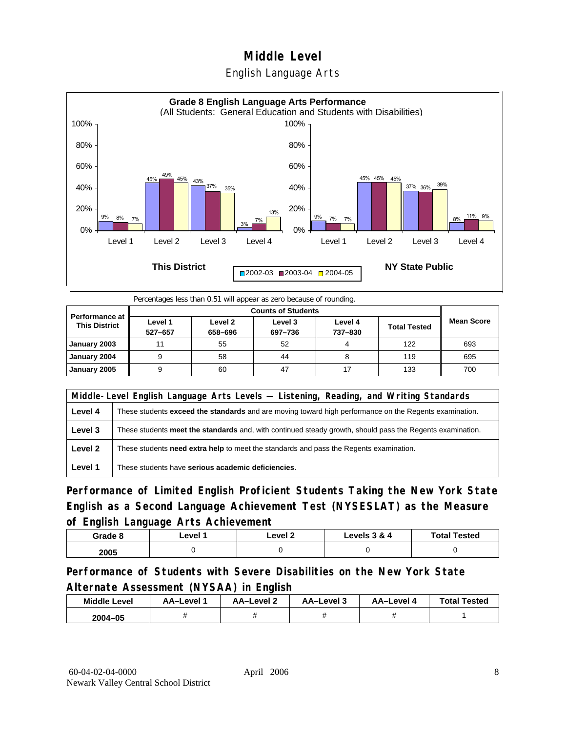# Middle Level

## English Language Arts

**Grade 8 English Language Arts Performance**
(All Students: General Education and Students with Disabilities)

| This District | 2002-03 | 2003-04 | 2004-05 |
|---|---|---|---|
| Level 1 | 9% | 8% | 7% |
| Level 2 | 45% | 49% | 45% |
| Level 3 | 43% | 37% | 35% |
| Level 4 | 3% | 7% | 13% |

| NY State Public | 2002-03 | 2003-04 | 2004-05 |
|---|---|---|---|
| Level 1 | 9% | 7% | 7% |
| Level 2 | 45% | 45% | 45% |
| Level 3 | 37% | 36% | 39% |
| Level 4 | 8% | 11% | 9% |

Percentages less than 0.51 will appear as zero because of rounding.

| Performance at This District | Counts of Students | | | | | Mean Score |
|---|---|---|---|---|---|---|
| | Level 1 527–657 | Level 2 658–696 | Level 3 697–736 | Level 4 737–830 | Total Tested | |
| January 2003 | 11 | 55 | 52 | 4 | 122 | 693 |
| January 2004 | 9 | 58 | 44 | 8 | 119 | 695 |
| January 2005 | 9 | 60 | 47 | 17 | 133 | 700 |

| Middle-Level English Language Arts Levels — Listening, Reading, and Writing Standards | |
|---|---|
| Level 4 | These students **exceed the standards** and are moving toward high performance on the Regents examination. |
| Level 3 | These students **meet the standards** and, with continued steady growth, should pass the Regents examination. |
| Level 2 | These students **need extra help** to meet the standards and pass the Regents examination. |
| Level 1 | These students have **serious academic deficiencies**. |

## Performance of Limited English Proficient Students Taking the New York State English as a Second Language Achievement Test (NYSESLAT) as the Measure of English Language Arts Achievement

| Grade 8 | Level 1 | Level 2 | Levels 3 & 4 | Total Tested |
|---|---|---|---|---|
| 2005 | 0 | 0 | 0 | 0 |

## Performance of Students with Severe Disabilities on the New York State Alternate Assessment (NYSAA) in English

| Middle Level | AA–Level 1 | AA–Level 2 | AA–Level 3 | AA–Level 4 | Total Tested |
|---|---|---|---|---|---|
| 2004–05 | # | # | # | # | 1 |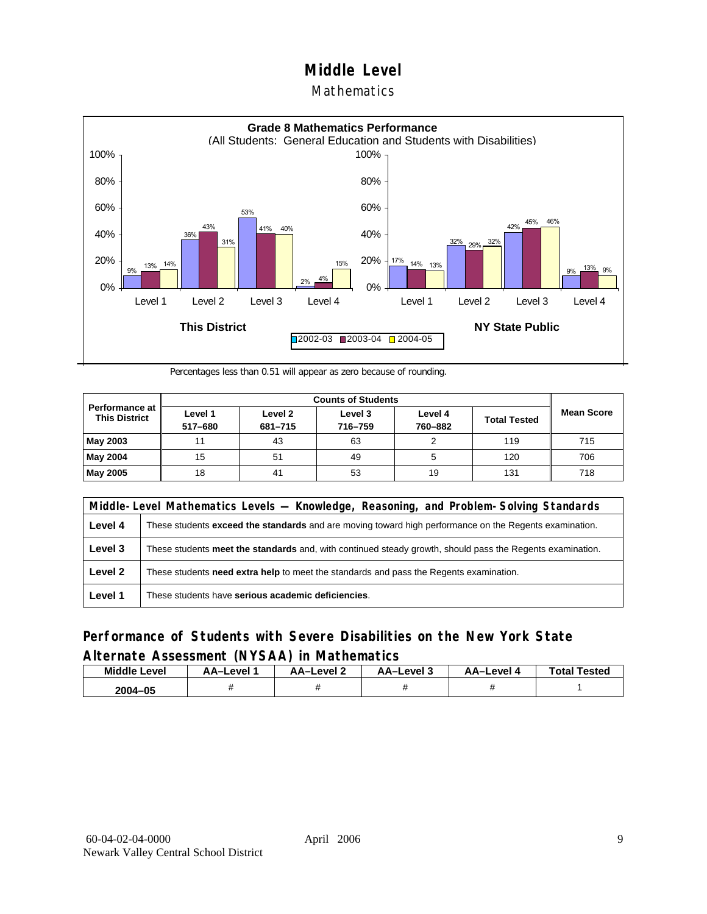# Middle Level

## Mathematics

**Grade 8 Mathematics Performance**
(All Students: General Education and Students with Disabilities)

| This District | 2002-03 | 2003-04 | 2004-05 |
|---|---|---|---|
| Level 1 | 9% | 13% | 14% |
| Level 2 | 36% | 43% | 31% |
| Level 3 | 53% | 41% | 40% |
| Level 4 | 2% | 4% | 15% |

| NY State Public | 2002-03 | 2003-04 | 2004-05 |
|---|---|---|---|
| Level 1 | 17% | 14% | 13% |
| Level 2 | 32% | 29% | 32% |
| Level 3 | 42% | 45% | 46% |
| Level 4 | 9% | 13% | 9% |

Percentages less than 0.51 will appear as zero because of rounding.

| Performance at This District | Counts of Students | | | | | Mean Score |
|---|---|---|---|---|---|---|
| | Level 1 517–680 | Level 2 681–715 | Level 3 716–759 | Level 4 760–882 | Total Tested | |
| **May 2003** | 11 | 43 | 63 | 2 | 119 | 715 |
| **May 2004** | 15 | 51 | 49 | 5 | 120 | 706 |
| **May 2005** | 18 | 41 | 53 | 19 | 131 | 718 |

| Middle-Level Mathematics Levels — Knowledge, Reasoning, and Problem-Solving Standards | |
|---|---|
| **Level 4** | These students **exceed the standards** and are moving toward high performance on the Regents examination. |
| **Level 3** | These students **meet the standards** and, with continued steady growth, should pass the Regents examination. |
| **Level 2** | These students **need extra help** to meet the standards and pass the Regents examination. |
| **Level 1** | These students have **serious academic deficiencies**. |

## Performance of Students with Severe Disabilities on the New York State Alternate Assessment (NYSAA) in Mathematics

| Middle Level | AA–Level 1 | AA–Level 2 | AA–Level 3 | AA–Level 4 | Total Tested |
|---|---|---|---|---|---|
| 2004–05 | # | # | # | # | 1 |

60-04-02-04-0000
Newark Valley Central School District

April 2006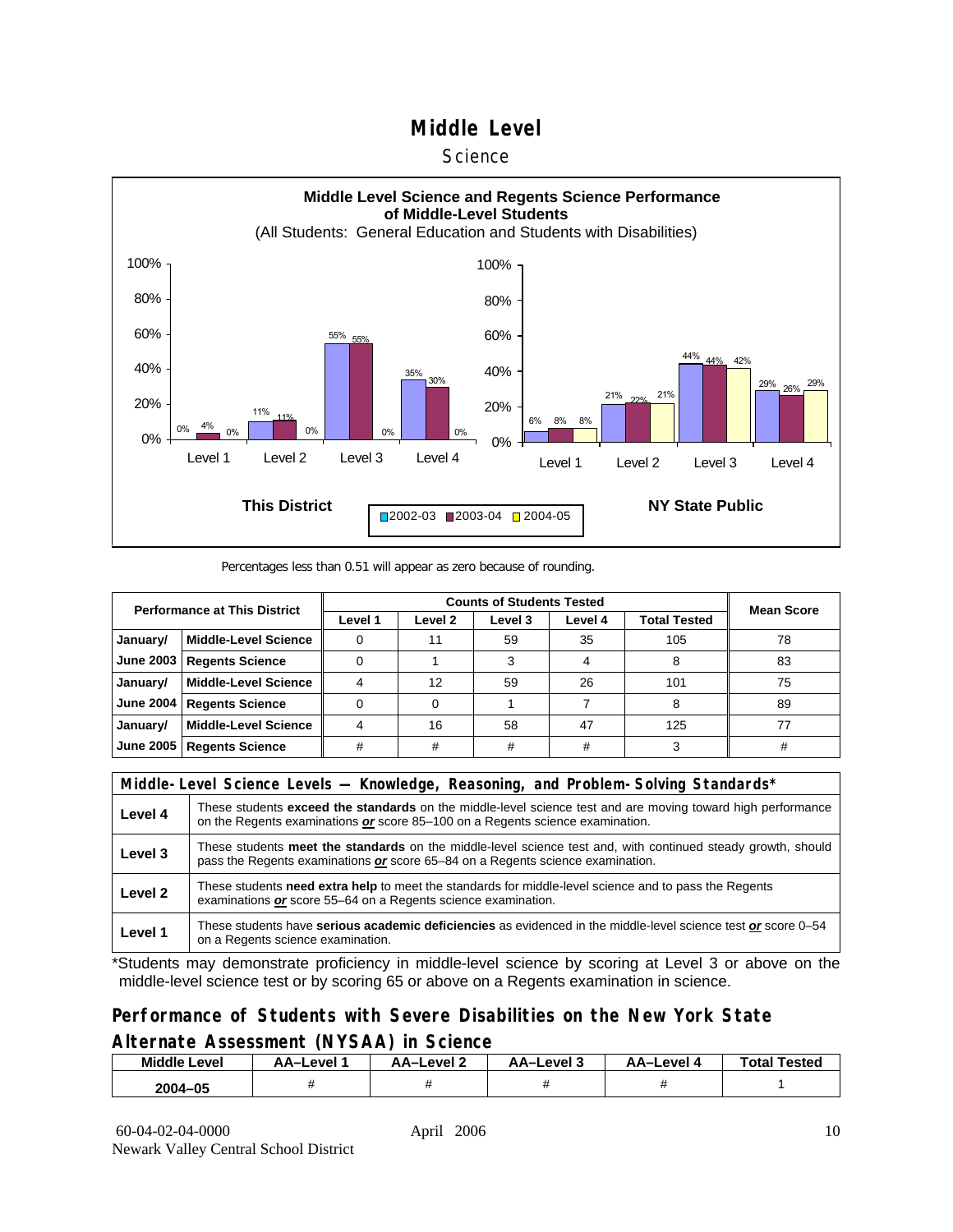# Middle Level

## Science

**Middle Level Science and Regents Science Performance of Middle-Level Students**
(All Students: General Education and Students with Disabilities)

| This District | 2002-03 | 2003-04 | 2004-05 |
|---|---|---|---|
| Level 1 | 0% | 4% | 0% |
| Level 2 | 11% | 11% | 0% |
| Level 3 | 55% | 55% | 0% |
| Level 4 | 35% | 30% | 0% |

| NY State Public | 2002-03 | 2003-04 | 2004-05 |
|---|---|---|---|
| Level 1 | 6% | 8% | 8% |
| Level 2 | 21% | 22% | 21% |
| Level 3 | 44% | 44% | 42% |
| Level 4 | 29% | 26% | 29% |

Percentages less than 0.51 will appear as zero because of rounding.

| Performance at This District | | Counts of Students Tested | | | | | Mean Score |
|---|---|---|---|---|---|---|---|
| | | Level 1 | Level 2 | Level 3 | Level 4 | Total Tested | |
| January/ June 2003 | Middle-Level Science | 0 | 11 | 59 | 35 | 105 | 78 |
| | Regents Science | 0 | 1 | 3 | 4 | 8 | 83 |
| January/ June 2004 | Middle-Level Science | 4 | 12 | 59 | 26 | 101 | 75 |
| | Regents Science | 0 | 0 | 1 | 7 | 8 | 89 |
| January/ June 2005 | Middle-Level Science | 4 | 16 | 58 | 47 | 125 | 77 |
| | Regents Science | # | # | # | # | 3 | # |

| Middle-Level Science Levels — Knowledge, Reasoning, and Problem-Solving Standards* | |
|---|---|
| Level 4 | These students **exceed the standards** on the middle-level science test and are moving toward high performance on the Regents examinations ***or*** score 85–100 on a Regents science examination. |
| Level 3 | These students **meet the standards** on the middle-level science test and, with continued steady growth, should pass the Regents examinations ***or*** score 65–84 on a Regents science examination. |
| Level 2 | These students **need extra help** to meet the standards for middle-level science and to pass the Regents examinations ***or*** score 55–64 on a Regents science examination. |
| Level 1 | These students have **serious academic deficiencies** as evidenced in the middle-level science test ***or*** score 0–54 on a Regents science examination. |

*Students may demonstrate proficiency in middle-level science by scoring at Level 3 or above on the middle-level science test or by scoring 65 or above on a Regents examination in science.

## Performance of Students with Severe Disabilities on the New York State Alternate Assessment (NYSAA) in Science

| Middle Level | AA–Level 1 | AA–Level 2 | AA–Level 3 | AA–Level 4 | Total Tested |
|---|---|---|---|---|---|
| 2004–05 | # | # | # | # | 1 |

60-04-02-04-0000 April 2006
Newark Valley Central School District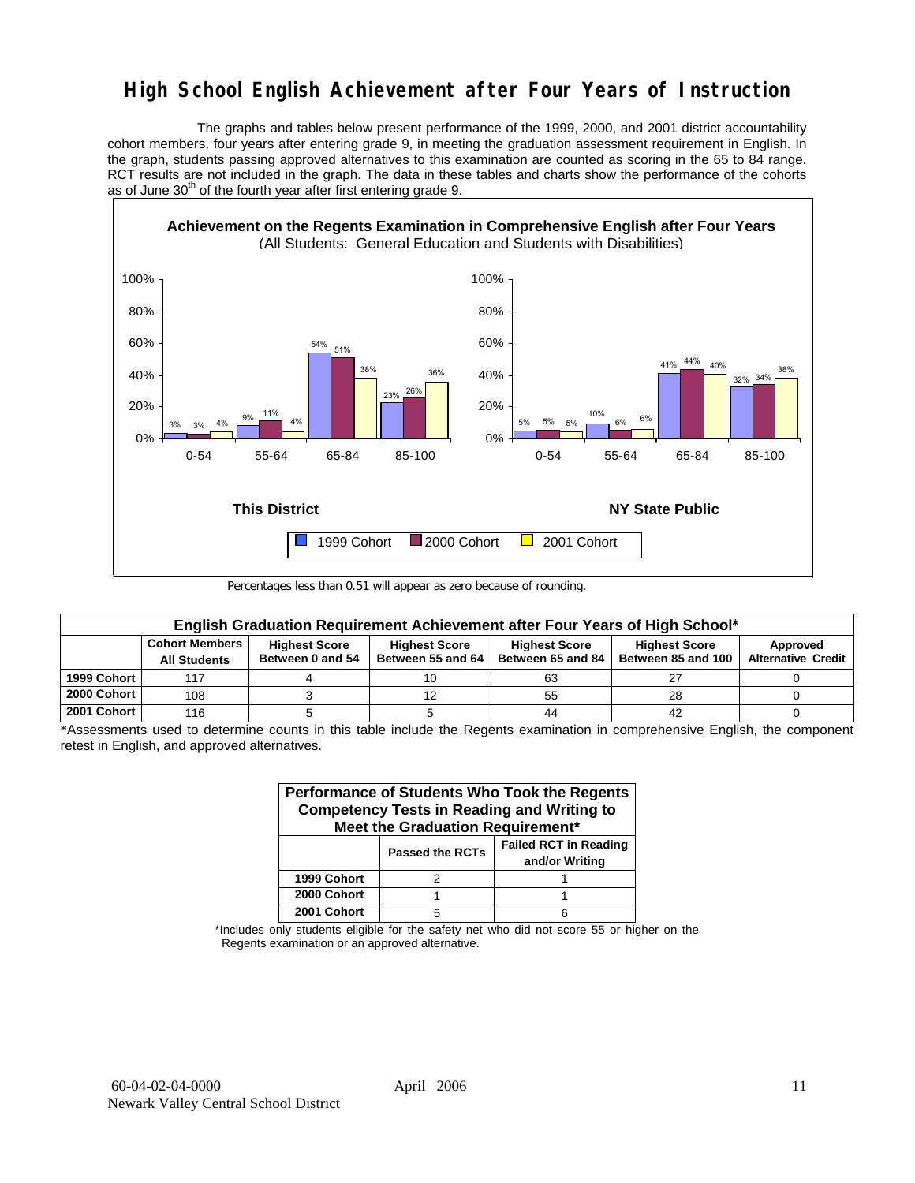# High School English Achievement after Four Years of Instruction

The graphs and tables below present performance of the 1999, 2000, and 2001 district accountability cohort members, four years after entering grade 9, in meeting the graduation assessment requirement in English. In the graph, students passing approved alternatives to this examination are counted as scoring in the 65 to 84 range. RCT results are not included in the graph. The data in these tables and charts show the performance of the cohorts as of June 30th of the fourth year after first entering grade 9.

**Achievement on the Regents Examination in Comprehensive English after Four Years**
(All Students: General Education and Students with Disabilities)

**This District**

| | 0-54 | 55-64 | 65-84 | 85-100 |
|---|---|---|---|---|
| 1999 Cohort | 3% | 9% | 54% | 23% |
| 2000 Cohort | 3% | 11% | 51% | 26% |
| 2001 Cohort | 4% | 4% | 38% | 36% |

**NY State Public**

| | 0-54 | 55-64 | 65-84 | 85-100 |
|---|---|---|---|---|
| 1999 Cohort | 5% | 10% | 41% | 32% |
| 2000 Cohort | 5% | 6% | 44% | 34% |
| 2001 Cohort | 5% | 6% | 40% | 38% |

Percentages less than 0.51 will appear as zero because of rounding.

| English Graduation Requirement Achievement after Four Years of High School* | | | | | | |
|---|---|---|---|---|---|---|
| | Cohort Members All Students | Highest Score Between 0 and 54 | Highest Score Between 55 and 64 | Highest Score Between 65 and 84 | Highest Score Between 85 and 100 | Approved Alternative Credit |
| 1999 Cohort | 117 | 4 | 10 | 63 | 27 | 0 |
| 2000 Cohort | 108 | 3 | 12 | 55 | 28 | 0 |
| 2001 Cohort | 116 | 5 | 5 | 44 | 42 | 0 |

*Assessments used to determine counts in this table include the Regents examination in comprehensive English, the component retest in English, and approved alternatives.

| Performance of Students Who Took the Regents Competency Tests in Reading and Writing to Meet the Graduation Requirement* | | |
|---|---|---|
| | Passed the RCTs | Failed RCT in Reading and/or Writing |
| 1999 Cohort | 2 | 1 |
| 2000 Cohort | 1 | 1 |
| 2001 Cohort | 5 | 6 |

*Includes only students eligible for the safety net who did not score 55 or higher on the Regents examination or an approved alternative.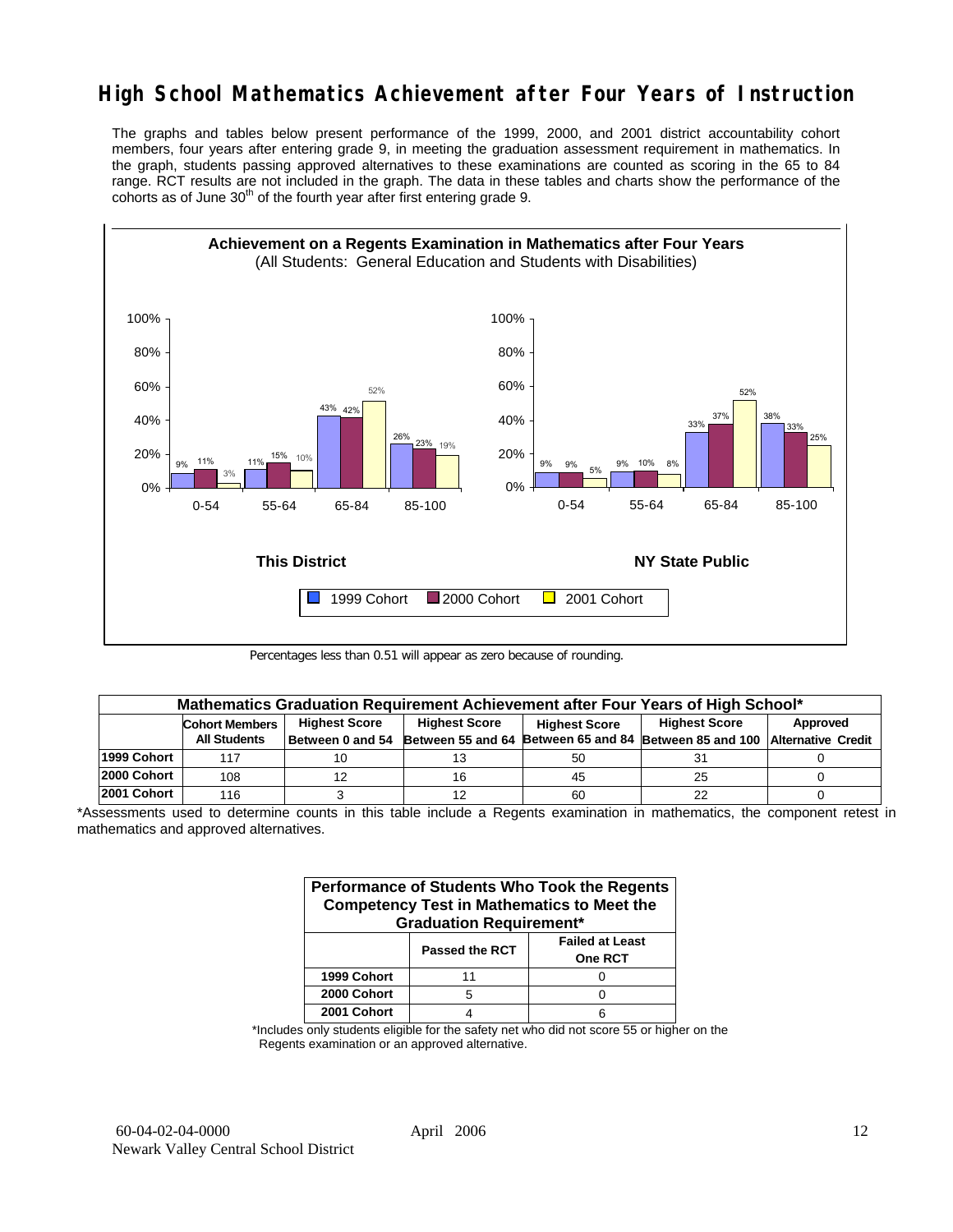# High School Mathematics Achievement after Four Years of Instruction

The graphs and tables below present performance of the 1999, 2000, and 2001 district accountability cohort members, four years after entering grade 9, in meeting the graduation assessment requirement in mathematics. In the graph, students passing approved alternatives to these examinations are counted as scoring in the 65 to 84 range. RCT results are not included in the graph. The data in these tables and charts show the performance of the cohorts as of June 30th of the fourth year after first entering grade 9.

**Achievement on a Regents Examination in Mathematics after Four Years**
(All Students: General Education and Students with Disabilities)

**This District**

| Score Range | 1999 Cohort | 2000 Cohort | 2001 Cohort |
|---|---|---|---|
| 0-54 | 9% | 11% | 3% |
| 55-64 | 11% | 15% | 10% |
| 65-84 | 43% | 42% | 52% |
| 85-100 | 26% | 23% | 19% |

**NY State Public**

| Score Range | 1999 Cohort | 2000 Cohort | 2001 Cohort |
|---|---|---|---|
| 0-54 | 9% | 9% | 5% |
| 55-64 | 9% | 10% | 8% |
| 65-84 | 33% | 37% | 52% |
| 85-100 | 38% | 33% | 25% |

Percentages less than 0.51 will appear as zero because of rounding.

| Mathematics Graduation Requirement Achievement after Four Years of High School* | | | | | | |
|---|---|---|---|---|---|---|
| | Cohort Members All Students | Highest Score Between 0 and 54 | Highest Score Between 55 and 64 | Highest Score Between 65 and 84 | Highest Score Between 85 and 100 | Approved Alternative Credit |
| 1999 Cohort | 117 | 10 | 13 | 50 | 31 | 0 |
| 2000 Cohort | 108 | 12 | 16 | 45 | 25 | 0 |
| 2001 Cohort | 116 | 3 | 12 | 60 | 22 | 0 |

*Assessments used to determine counts in this table include a Regents examination in mathematics, the component retest in mathematics and approved alternatives.

| Performance of Students Who Took the Regents Competency Test in Mathematics to Meet the Graduation Requirement* | | |
|---|---|---|
| | Passed the RCT | Failed at Least One RCT |
| 1999 Cohort | 11 | 0 |
| 2000 Cohort | 5 | 0 |
| 2001 Cohort | 4 | 6 |

*Includes only students eligible for the safety net who did not score 55 or higher on the Regents examination or an approved alternative.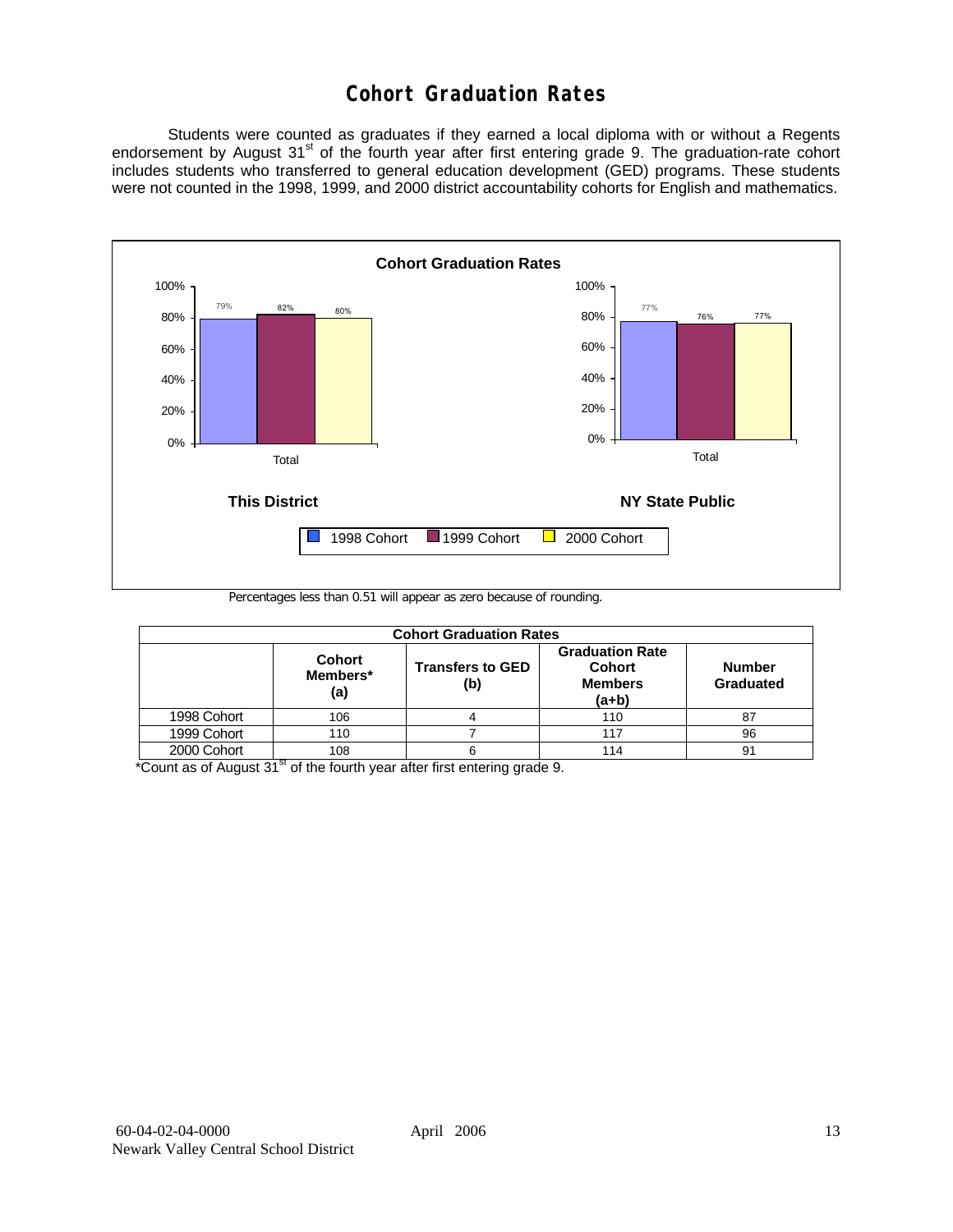# Cohort Graduation Rates

Students were counted as graduates if they earned a local diploma with or without a Regents endorsement by August 31st of the fourth year after first entering grade 9. The graduation-rate cohort includes students who transferred to general education development (GED) programs. These students were not counted in the 1998, 1999, and 2000 district accountability cohorts for English and mathematics.

**Cohort Graduation Rates**

| | 1998 Cohort | 1999 Cohort | 2000 Cohort |
|---|---|---|---|
| This District — Total | 79% | 82% | 80% |
| NY State Public — Total | 77% | 76% | 77% |

Percentages less than 0.51 will appear as zero because of rounding.

| Cohort Graduation Rates | | | | |
|---|---|---|---|---|
| | Cohort Members* (a) | Transfers to GED (b) | Graduation Rate Cohort Members (a+b) | Number Graduated |
| 1998 Cohort | 106 | 4 | 110 | 87 |
| 1999 Cohort | 110 | 7 | 117 | 96 |
| 2000 Cohort | 108 | 6 | 114 | 91 |

*Count as of August 31st of the fourth year after first entering grade 9.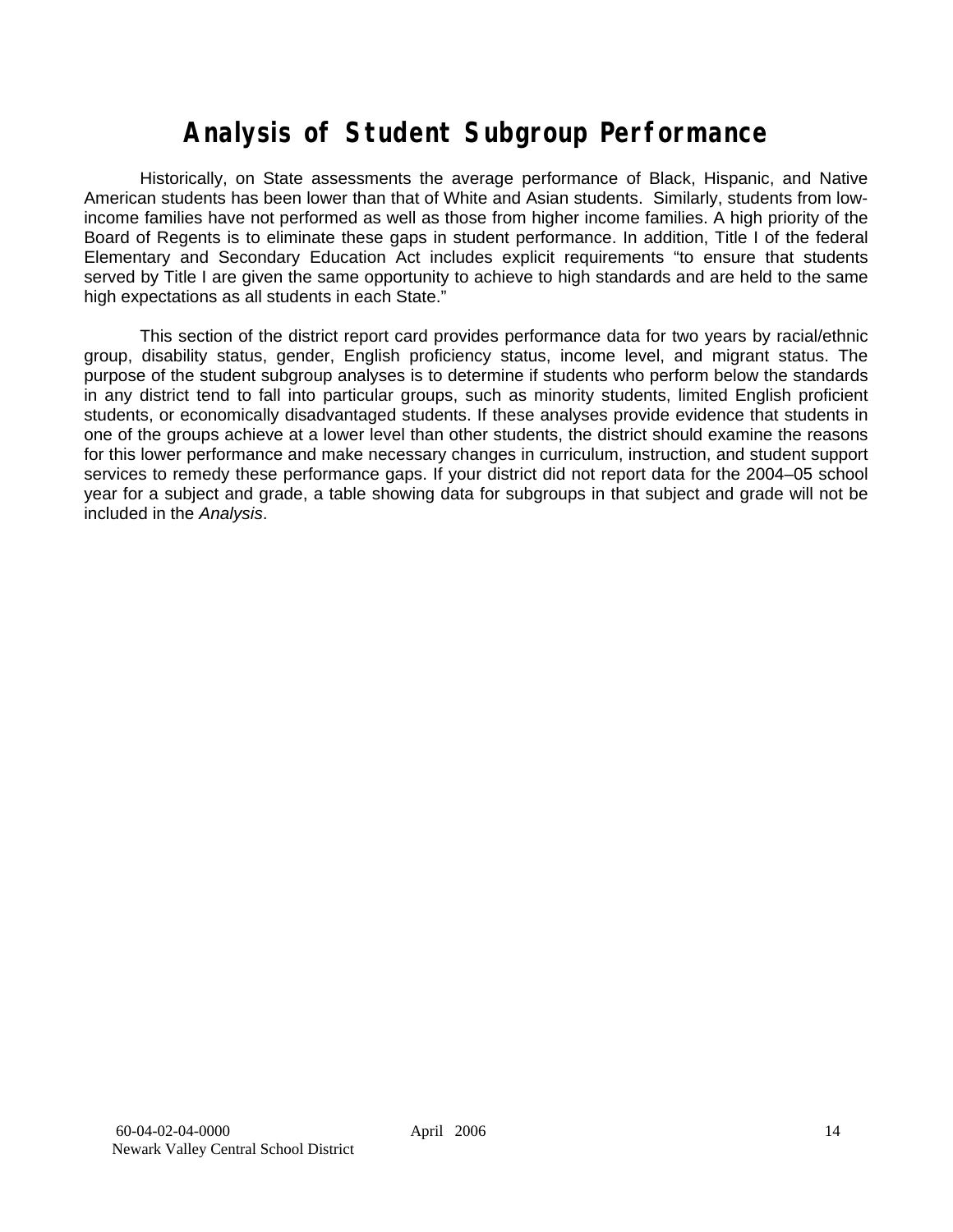# Analysis of Student Subgroup Performance

Historically, on State assessments the average performance of Black, Hispanic, and Native American students has been lower than that of White and Asian students. Similarly, students from low-income families have not performed as well as those from higher income families. A high priority of the Board of Regents is to eliminate these gaps in student performance. In addition, Title I of the federal Elementary and Secondary Education Act includes explicit requirements "to ensure that students served by Title I are given the same opportunity to achieve to high standards and are held to the same high expectations as all students in each State."

This section of the district report card provides performance data for two years by racial/ethnic group, disability status, gender, English proficiency status, income level, and migrant status. The purpose of the student subgroup analyses is to determine if students who perform below the standards in any district tend to fall into particular groups, such as minority students, limited English proficient students, or economically disadvantaged students. If these analyses provide evidence that students in one of the groups achieve at a lower level than other students, the district should examine the reasons for this lower performance and make necessary changes in curriculum, instruction, and student support services to remedy these performance gaps. If your district did not report data for the 2004–05 school year for a subject and grade, a table showing data for subgroups in that subject and grade will not be included in the *Analysis*.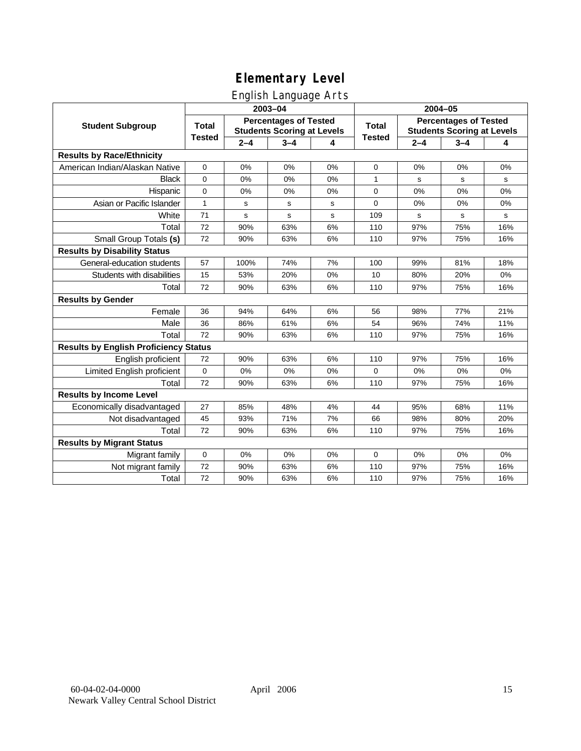# Elementary Level

## English Language Arts

| Student Subgroup | 2003–04 | | | | 2004–05 | | | |
|---|---|---|---|---|---|---|---|---|
| | Total Tested | Percentages of Tested Students Scoring at Levels | | | Total Tested | Percentages of Tested Students Scoring at Levels | | |
| | | 2–4 | 3–4 | 4 | | 2–4 | 3–4 | 4 |
| **Results by Race/Ethnicity** | | | | | | | | |
| American Indian/Alaskan Native | 0 | 0% | 0% | 0% | 0 | 0% | 0% | 0% |
| Black | 0 | 0% | 0% | 0% | 1 | s | s | s |
| Hispanic | 0 | 0% | 0% | 0% | 0 | 0% | 0% | 0% |
| Asian or Pacific Islander | 1 | s | s | s | 0 | 0% | 0% | 0% |
| White | 71 | s | s | s | 109 | s | s | s |
| Total | 72 | 90% | 63% | 6% | 110 | 97% | 75% | 16% |
| Small Group Totals **(s)** | 72 | 90% | 63% | 6% | 110 | 97% | 75% | 16% |
| **Results by Disability Status** | | | | | | | | |
| General-education students | 57 | 100% | 74% | 7% | 100 | 99% | 81% | 18% |
| Students with disabilities | 15 | 53% | 20% | 0% | 10 | 80% | 20% | 0% |
| Total | 72 | 90% | 63% | 6% | 110 | 97% | 75% | 16% |
| **Results by Gender** | | | | | | | | |
| Female | 36 | 94% | 64% | 6% | 56 | 98% | 77% | 21% |
| Male | 36 | 86% | 61% | 6% | 54 | 96% | 74% | 11% |
| Total | 72 | 90% | 63% | 6% | 110 | 97% | 75% | 16% |
| **Results by English Proficiency Status** | | | | | | | | |
| English proficient | 72 | 90% | 63% | 6% | 110 | 97% | 75% | 16% |
| Limited English proficient | 0 | 0% | 0% | 0% | 0 | 0% | 0% | 0% |
| Total | 72 | 90% | 63% | 6% | 110 | 97% | 75% | 16% |
| **Results by Income Level** | | | | | | | | |
| Economically disadvantaged | 27 | 85% | 48% | 4% | 44 | 95% | 68% | 11% |
| Not disadvantaged | 45 | 93% | 71% | 7% | 66 | 98% | 80% | 20% |
| Total | 72 | 90% | 63% | 6% | 110 | 97% | 75% | 16% |
| **Results by Migrant Status** | | | | | | | | |
| Migrant family | 0 | 0% | 0% | 0% | 0 | 0% | 0% | 0% |
| Not migrant family | 72 | 90% | 63% | 6% | 110 | 97% | 75% | 16% |
| Total | 72 | 90% | 63% | 6% | 110 | 97% | 75% | 16% |

60-04-02-04-0000
Newark Valley Central School District

April 2006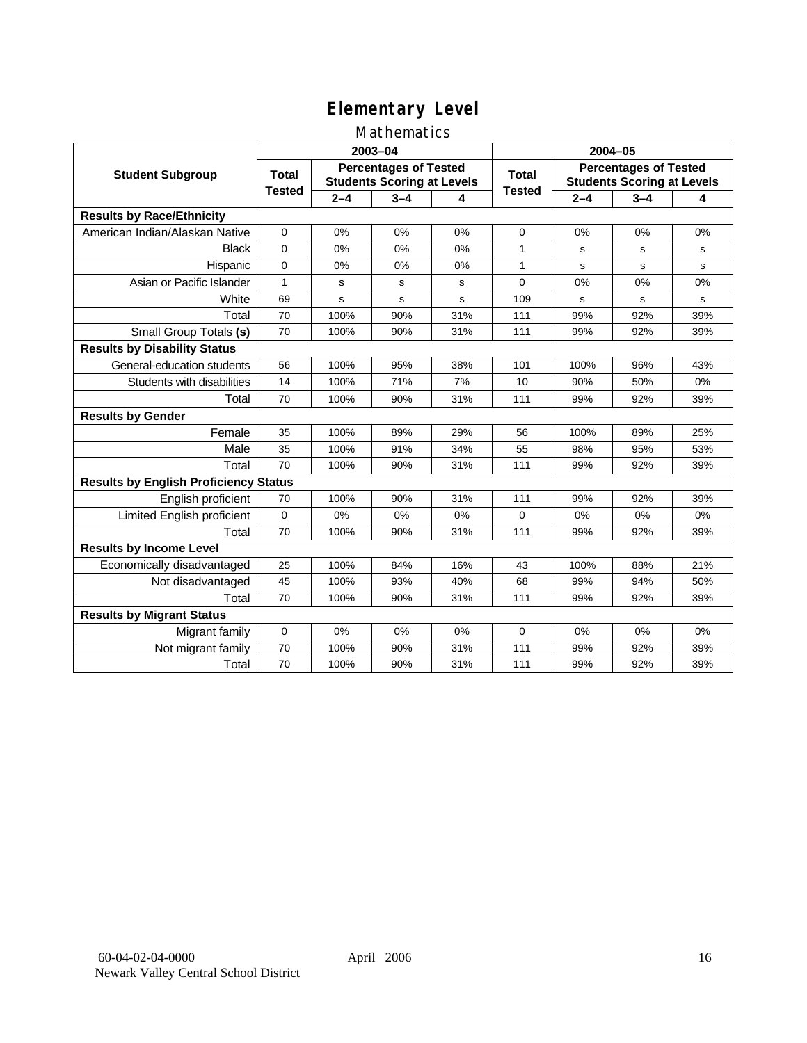# Elementary Level

## Mathematics

| Student Subgroup | 2003–04 | | | | 2004–05 | | | |
|---|---|---|---|---|---|---|---|---|
| | Total Tested | Percentages of Tested Students Scoring at Levels | | | Total Tested | Percentages of Tested Students Scoring at Levels | | |
| | | 2–4 | 3–4 | 4 | | 2–4 | 3–4 | 4 |
| **Results by Race/Ethnicity** | | | | | | | | |
| American Indian/Alaskan Native | 0 | 0% | 0% | 0% | 0 | 0% | 0% | 0% |
| Black | 0 | 0% | 0% | 0% | 1 | s | s | s |
| Hispanic | 0 | 0% | 0% | 0% | 1 | s | s | s |
| Asian or Pacific Islander | 1 | s | s | s | 0 | 0% | 0% | 0% |
| White | 69 | s | s | s | 109 | s | s | s |
| Total | 70 | 100% | 90% | 31% | 111 | 99% | 92% | 39% |
| Small Group Totals **(s)** | 70 | 100% | 90% | 31% | 111 | 99% | 92% | 39% |
| **Results by Disability Status** | | | | | | | | |
| General-education students | 56 | 100% | 95% | 38% | 101 | 100% | 96% | 43% |
| Students with disabilities | 14 | 100% | 71% | 7% | 10 | 90% | 50% | 0% |
| Total | 70 | 100% | 90% | 31% | 111 | 99% | 92% | 39% |
| **Results by Gender** | | | | | | | | |
| Female | 35 | 100% | 89% | 29% | 56 | 100% | 89% | 25% |
| Male | 35 | 100% | 91% | 34% | 55 | 98% | 95% | 53% |
| Total | 70 | 100% | 90% | 31% | 111 | 99% | 92% | 39% |
| **Results by English Proficiency Status** | | | | | | | | |
| English proficient | 70 | 100% | 90% | 31% | 111 | 99% | 92% | 39% |
| Limited English proficient | 0 | 0% | 0% | 0% | 0 | 0% | 0% | 0% |
| Total | 70 | 100% | 90% | 31% | 111 | 99% | 92% | 39% |
| **Results by Income Level** | | | | | | | | |
| Economically disadvantaged | 25 | 100% | 84% | 16% | 43 | 100% | 88% | 21% |
| Not disadvantaged | 45 | 100% | 93% | 40% | 68 | 99% | 94% | 50% |
| Total | 70 | 100% | 90% | 31% | 111 | 99% | 92% | 39% |
| **Results by Migrant Status** | | | | | | | | |
| Migrant family | 0 | 0% | 0% | 0% | 0 | 0% | 0% | 0% |
| Not migrant family | 70 | 100% | 90% | 31% | 111 | 99% | 92% | 39% |
| Total | 70 | 100% | 90% | 31% | 111 | 99% | 92% | 39% |

60-04-02-04-0000 April 2006
Newark Valley Central School District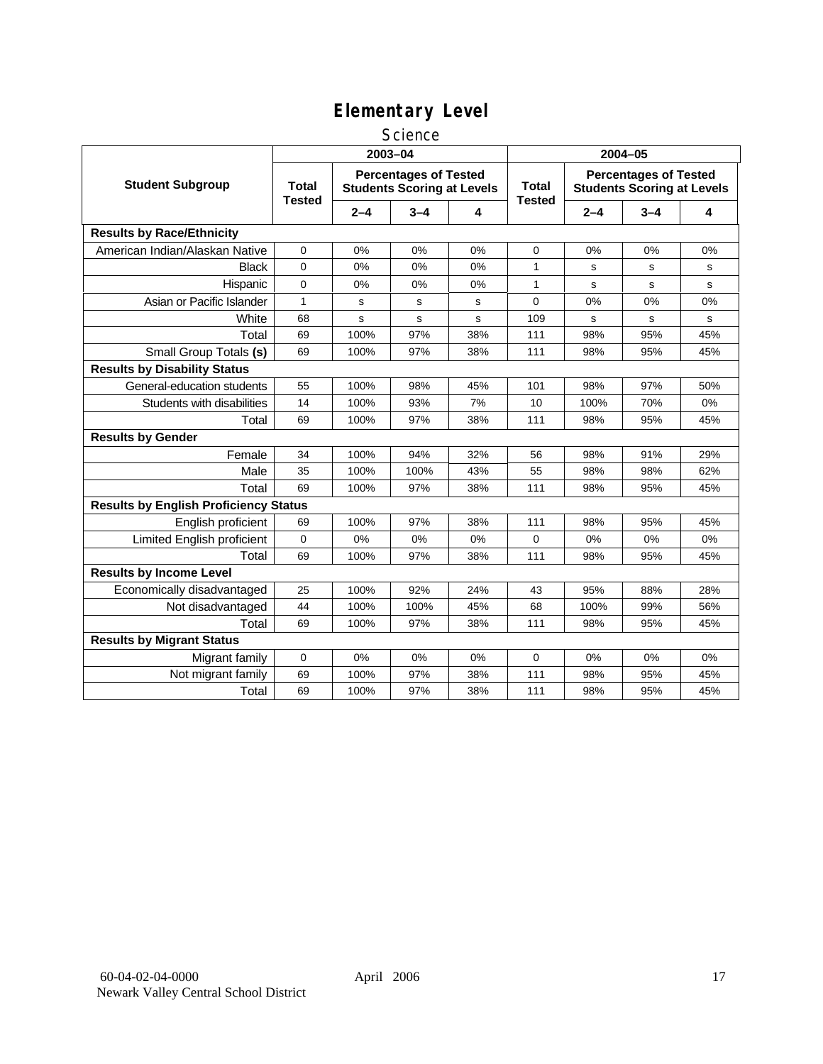# Elementary Level

## Science

| Student Subgroup | 2003–04 | | | | 2004–05 | | | |
|---|---|---|---|---|---|---|---|---|
| | Total Tested | Percentages of Tested Students Scoring at Levels | | | Total Tested | Percentages of Tested Students Scoring at Levels | | |
| | | 2–4 | 3–4 | 4 | | 2–4 | 3–4 | 4 |
| **Results by Race/Ethnicity** | | | | | | | | |
| American Indian/Alaskan Native | 0 | 0% | 0% | 0% | 0 | 0% | 0% | 0% |
| Black | 0 | 0% | 0% | 0% | 1 | s | s | s |
| Hispanic | 0 | 0% | 0% | 0% | 1 | s | s | s |
| Asian or Pacific Islander | 1 | s | s | s | 0 | 0% | 0% | 0% |
| White | 68 | s | s | s | 109 | s | s | s |
| Total | 69 | 100% | 97% | 38% | 111 | 98% | 95% | 45% |
| Small Group Totals **(s)** | 69 | 100% | 97% | 38% | 111 | 98% | 95% | 45% |
| **Results by Disability Status** | | | | | | | | |
| General-education students | 55 | 100% | 98% | 45% | 101 | 98% | 97% | 50% |
| Students with disabilities | 14 | 100% | 93% | 7% | 10 | 100% | 70% | 0% |
| Total | 69 | 100% | 97% | 38% | 111 | 98% | 95% | 45% |
| **Results by Gender** | | | | | | | | |
| Female | 34 | 100% | 94% | 32% | 56 | 98% | 91% | 29% |
| Male | 35 | 100% | 100% | 43% | 55 | 98% | 98% | 62% |
| Total | 69 | 100% | 97% | 38% | 111 | 98% | 95% | 45% |
| **Results by English Proficiency Status** | | | | | | | | |
| English proficient | 69 | 100% | 97% | 38% | 111 | 98% | 95% | 45% |
| Limited English proficient | 0 | 0% | 0% | 0% | 0 | 0% | 0% | 0% |
| Total | 69 | 100% | 97% | 38% | 111 | 98% | 95% | 45% |
| **Results by Income Level** | | | | | | | | |
| Economically disadvantaged | 25 | 100% | 92% | 24% | 43 | 95% | 88% | 28% |
| Not disadvantaged | 44 | 100% | 100% | 45% | 68 | 100% | 99% | 56% |
| Total | 69 | 100% | 97% | 38% | 111 | 98% | 95% | 45% |
| **Results by Migrant Status** | | | | | | | | |
| Migrant family | 0 | 0% | 0% | 0% | 0 | 0% | 0% | 0% |
| Not migrant family | 69 | 100% | 97% | 38% | 111 | 98% | 95% | 45% |
| Total | 69 | 100% | 97% | 38% | 111 | 98% | 95% | 45% |

60-04-02-04-0000 April 2006
Newark Valley Central School District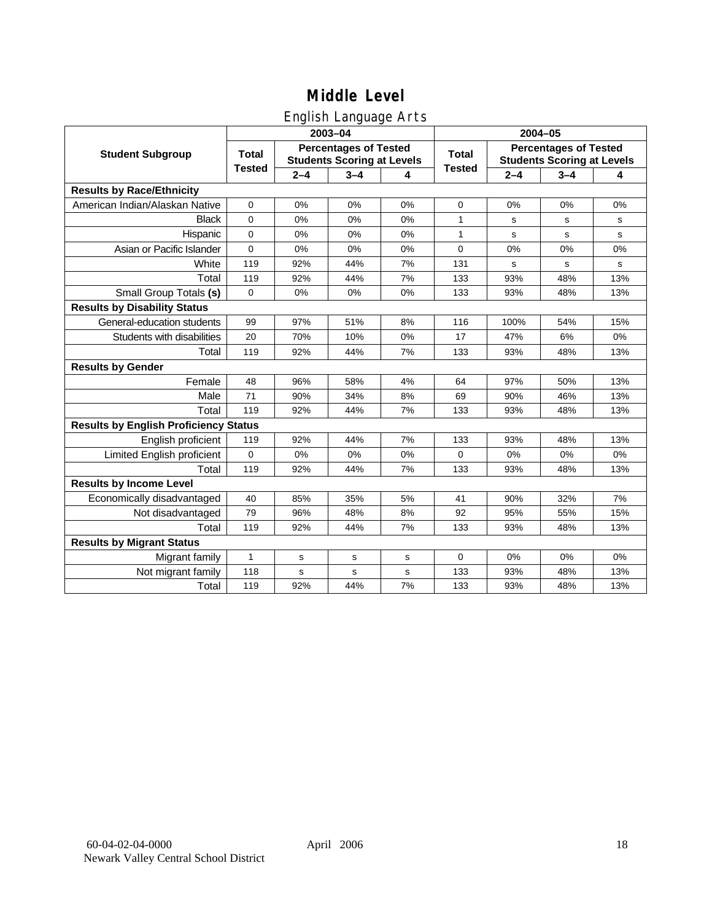# Middle Level

## English Language Arts

| Student Subgroup | 2003–04 | | | | 2004–05 | | | |
|---|---|---|---|---|---|---|---|---|
| | Total Tested | Percentages of Tested Students Scoring at Levels | | | Total Tested | Percentages of Tested Students Scoring at Levels | | |
| | | 2–4 | 3–4 | 4 | | 2–4 | 3–4 | 4 |
| **Results by Race/Ethnicity** | | | | | | | | |
| American Indian/Alaskan Native | 0 | 0% | 0% | 0% | 0 | 0% | 0% | 0% |
| Black | 0 | 0% | 0% | 0% | 1 | s | s | s |
| Hispanic | 0 | 0% | 0% | 0% | 1 | s | s | s |
| Asian or Pacific Islander | 0 | 0% | 0% | 0% | 0 | 0% | 0% | 0% |
| White | 119 | 92% | 44% | 7% | 131 | s | s | s |
| Total | 119 | 92% | 44% | 7% | 133 | 93% | 48% | 13% |
| Small Group Totals **(s)** | 0 | 0% | 0% | 0% | 133 | 93% | 48% | 13% |
| **Results by Disability Status** | | | | | | | | |
| General-education students | 99 | 97% | 51% | 8% | 116 | 100% | 54% | 15% |
| Students with disabilities | 20 | 70% | 10% | 0% | 17 | 47% | 6% | 0% |
| Total | 119 | 92% | 44% | 7% | 133 | 93% | 48% | 13% |
| **Results by Gender** | | | | | | | | |
| Female | 48 | 96% | 58% | 4% | 64 | 97% | 50% | 13% |
| Male | 71 | 90% | 34% | 8% | 69 | 90% | 46% | 13% |
| Total | 119 | 92% | 44% | 7% | 133 | 93% | 48% | 13% |
| **Results by English Proficiency Status** | | | | | | | | |
| English proficient | 119 | 92% | 44% | 7% | 133 | 93% | 48% | 13% |
| Limited English proficient | 0 | 0% | 0% | 0% | 0 | 0% | 0% | 0% |
| Total | 119 | 92% | 44% | 7% | 133 | 93% | 48% | 13% |
| **Results by Income Level** | | | | | | | | |
| Economically disadvantaged | 40 | 85% | 35% | 5% | 41 | 90% | 32% | 7% |
| Not disadvantaged | 79 | 96% | 48% | 8% | 92 | 95% | 55% | 15% |
| Total | 119 | 92% | 44% | 7% | 133 | 93% | 48% | 13% |
| **Results by Migrant Status** | | | | | | | | |
| Migrant family | 1 | s | s | s | 0 | 0% | 0% | 0% |
| Not migrant family | 118 | s | s | s | 133 | 93% | 48% | 13% |
| Total | 119 | 92% | 44% | 7% | 133 | 93% | 48% | 13% |

60-04-02-04-0000 April 2006
Newark Valley Central School District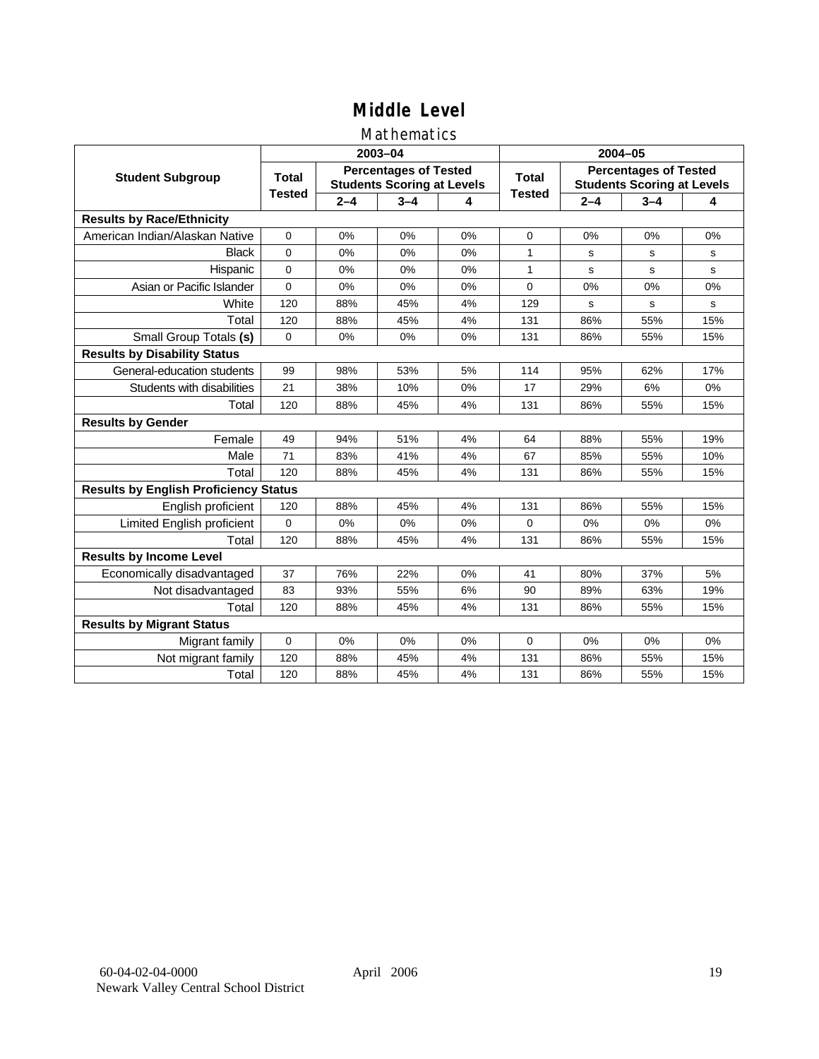# Middle Level

## Mathematics

| Student Subgroup | 2003–04 | | | | 2004–05 | | | |
|---|---|---|---|---|---|---|---|---|
| | Total Tested | Percentages of Tested Students Scoring at Levels | | | Total Tested | Percentages of Tested Students Scoring at Levels | | |
| | | 2–4 | 3–4 | 4 | | 2–4 | 3–4 | 4 |
| **Results by Race/Ethnicity** | | | | | | | | |
| American Indian/Alaskan Native | 0 | 0% | 0% | 0% | 0 | 0% | 0% | 0% |
| Black | 0 | 0% | 0% | 0% | 1 | s | s | s |
| Hispanic | 0 | 0% | 0% | 0% | 1 | s | s | s |
| Asian or Pacific Islander | 0 | 0% | 0% | 0% | 0 | 0% | 0% | 0% |
| White | 120 | 88% | 45% | 4% | 129 | s | s | s |
| Total | 120 | 88% | 45% | 4% | 131 | 86% | 55% | 15% |
| Small Group Totals **(s)** | 0 | 0% | 0% | 0% | 131 | 86% | 55% | 15% |
| **Results by Disability Status** | | | | | | | | |
| General-education students | 99 | 98% | 53% | 5% | 114 | 95% | 62% | 17% |
| Students with disabilities | 21 | 38% | 10% | 0% | 17 | 29% | 6% | 0% |
| Total | 120 | 88% | 45% | 4% | 131 | 86% | 55% | 15% |
| **Results by Gender** | | | | | | | | |
| Female | 49 | 94% | 51% | 4% | 64 | 88% | 55% | 19% |
| Male | 71 | 83% | 41% | 4% | 67 | 85% | 55% | 10% |
| Total | 120 | 88% | 45% | 4% | 131 | 86% | 55% | 15% |
| **Results by English Proficiency Status** | | | | | | | | |
| English proficient | 120 | 88% | 45% | 4% | 131 | 86% | 55% | 15% |
| Limited English proficient | 0 | 0% | 0% | 0% | 0 | 0% | 0% | 0% |
| Total | 120 | 88% | 45% | 4% | 131 | 86% | 55% | 15% |
| **Results by Income Level** | | | | | | | | |
| Economically disadvantaged | 37 | 76% | 22% | 0% | 41 | 80% | 37% | 5% |
| Not disadvantaged | 83 | 93% | 55% | 6% | 90 | 89% | 63% | 19% |
| Total | 120 | 88% | 45% | 4% | 131 | 86% | 55% | 15% |
| **Results by Migrant Status** | | | | | | | | |
| Migrant family | 0 | 0% | 0% | 0% | 0 | 0% | 0% | 0% |
| Not migrant family | 120 | 88% | 45% | 4% | 131 | 86% | 55% | 15% |
| Total | 120 | 88% | 45% | 4% | 131 | 86% | 55% | 15% |

60-04-02-04-0000 April 2006
Newark Valley Central School District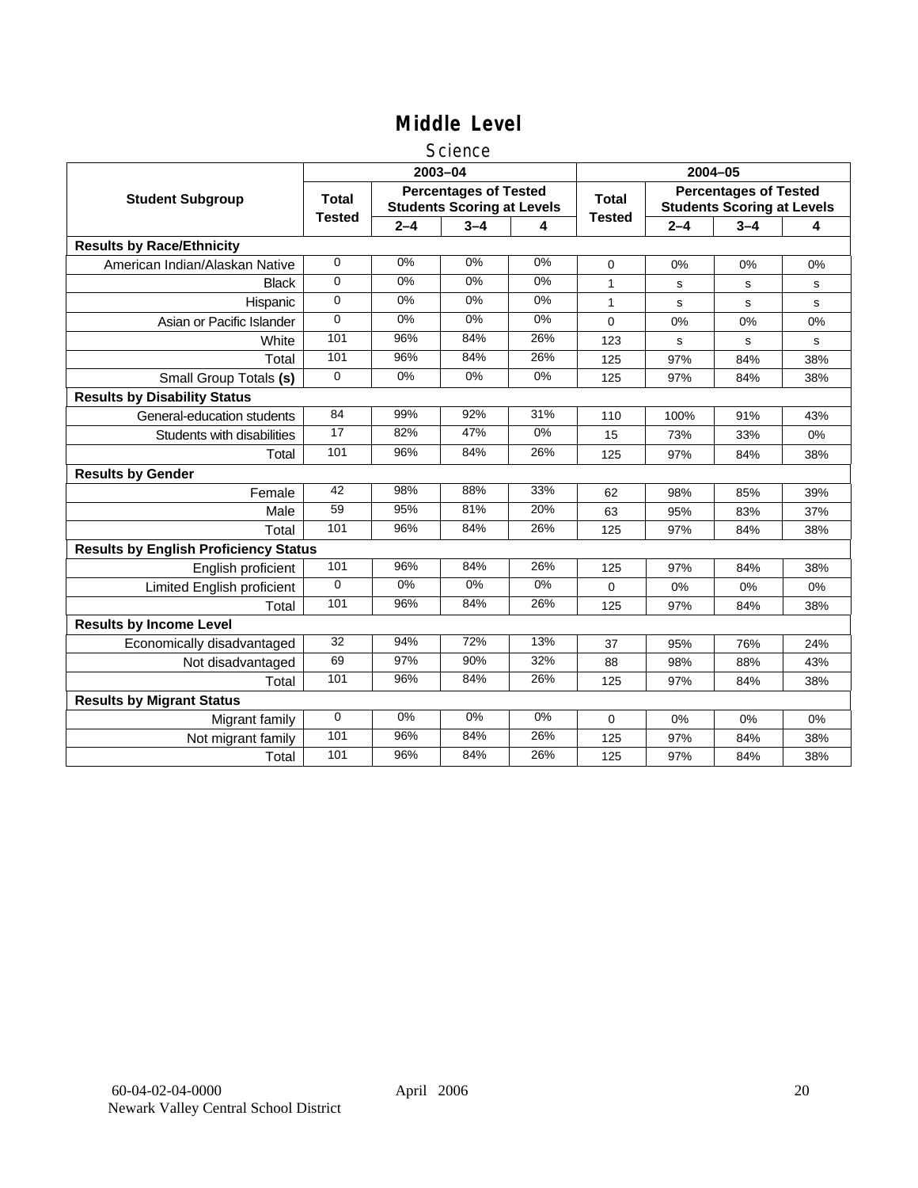# Middle Level

## Science

| Student Subgroup | 2003–04 | | | | 2004–05 | | | |
|---|---|---|---|---|---|---|---|---|
| | Total Tested | Percentages of Tested Students Scoring at Levels | | | Total Tested | Percentages of Tested Students Scoring at Levels | | |
| | | 2–4 | 3–4 | 4 | | 2–4 | 3–4 | 4 |
| **Results by Race/Ethnicity** | | | | | | | | |
| American Indian/Alaskan Native | 0 | 0% | 0% | 0% | 0 | 0% | 0% | 0% |
| Black | 0 | 0% | 0% | 0% | 1 | s | s | s |
| Hispanic | 0 | 0% | 0% | 0% | 1 | s | s | s |
| Asian or Pacific Islander | 0 | 0% | 0% | 0% | 0 | 0% | 0% | 0% |
| White | 101 | 96% | 84% | 26% | 123 | s | s | s |
| Total | 101 | 96% | 84% | 26% | 125 | 97% | 84% | 38% |
| Small Group Totals **(s)** | 0 | 0% | 0% | 0% | 125 | 97% | 84% | 38% |
| **Results by Disability Status** | | | | | | | | |
| General-education students | 84 | 99% | 92% | 31% | 110 | 100% | 91% | 43% |
| Students with disabilities | 17 | 82% | 47% | 0% | 15 | 73% | 33% | 0% |
| Total | 101 | 96% | 84% | 26% | 125 | 97% | 84% | 38% |
| **Results by Gender** | | | | | | | | |
| Female | 42 | 98% | 88% | 33% | 62 | 98% | 85% | 39% |
| Male | 59 | 95% | 81% | 20% | 63 | 95% | 83% | 37% |
| Total | 101 | 96% | 84% | 26% | 125 | 97% | 84% | 38% |
| **Results by English Proficiency Status** | | | | | | | | |
| English proficient | 101 | 96% | 84% | 26% | 125 | 97% | 84% | 38% |
| Limited English proficient | 0 | 0% | 0% | 0% | 0 | 0% | 0% | 0% |
| Total | 101 | 96% | 84% | 26% | 125 | 97% | 84% | 38% |
| **Results by Income Level** | | | | | | | | |
| Economically disadvantaged | 32 | 94% | 72% | 13% | 37 | 95% | 76% | 24% |
| Not disadvantaged | 69 | 97% | 90% | 32% | 88 | 98% | 88% | 43% |
| Total | 101 | 96% | 84% | 26% | 125 | 97% | 84% | 38% |
| **Results by Migrant Status** | | | | | | | | |
| Migrant family | 0 | 0% | 0% | 0% | 0 | 0% | 0% | 0% |
| Not migrant family | 101 | 96% | 84% | 26% | 125 | 97% | 84% | 38% |
| Total | 101 | 96% | 84% | 26% | 125 | 97% | 84% | 38% |

60-04-02-04-0000 April 2006
Newark Valley Central School District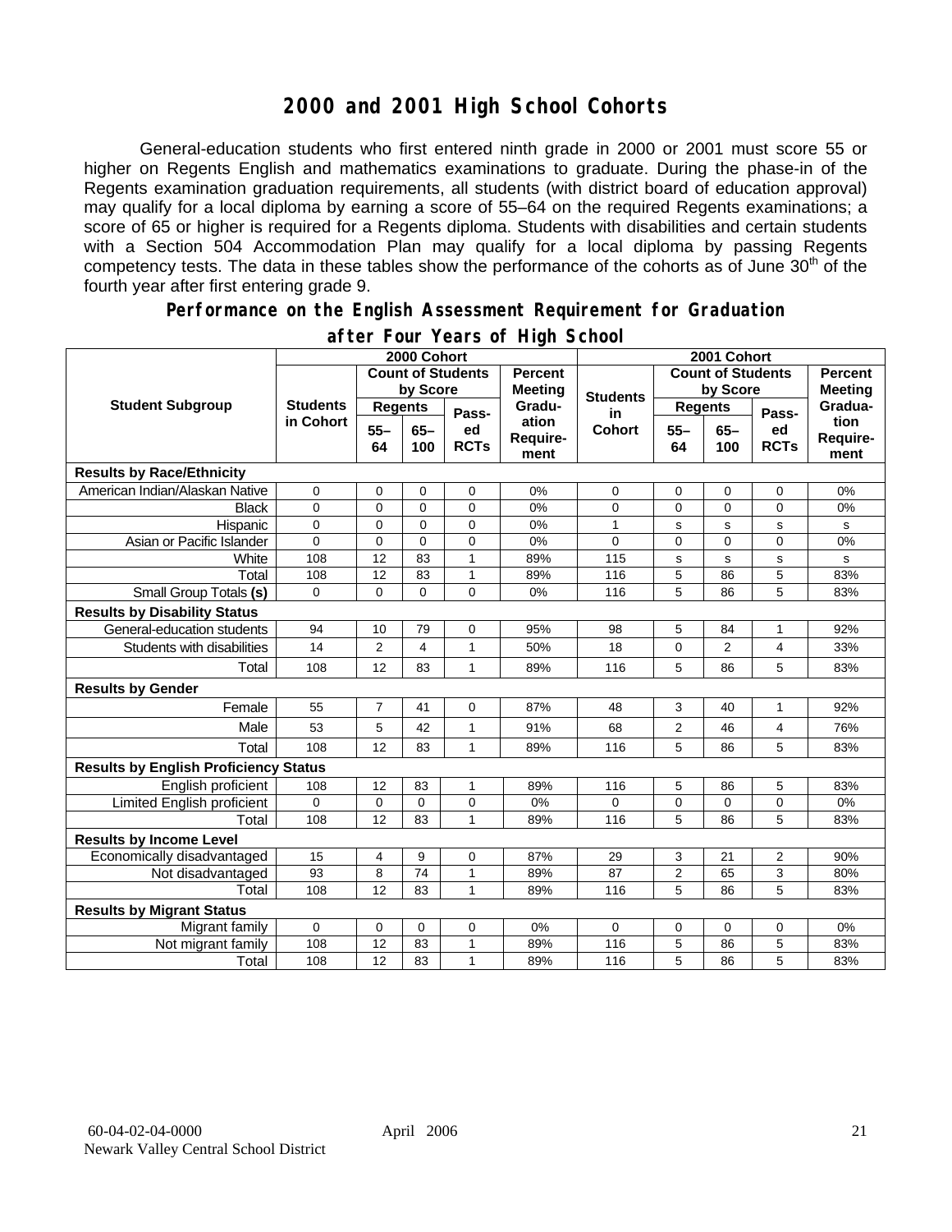# 2000 and 2001 High School Cohorts

General-education students who first entered ninth grade in 2000 or 2001 must score 55 or higher on Regents English and mathematics examinations to graduate. During the phase-in of the Regents examination graduation requirements, all students (with district board of education approval) may qualify for a local diploma by earning a score of 55–64 on the required Regents examinations; a score of 65 or higher is required for a Regents diploma. Students with disabilities and certain students with a Section 504 Accommodation Plan may qualify for a local diploma by passing Regents competency tests. The data in these tables show the performance of the cohorts as of June 30th of the fourth year after first entering grade 9.

## Performance on the English Assessment Requirement for Graduation after Four Years of High School

| Student Subgroup | 2000 Cohort | | | | | 2001 Cohort | | | | |
|---|---|---|---|---|---|---|---|---|---|---|
| | Students in Cohort | Count of Students by Score | | | Percent Meeting Graduation Requirement | Students in Cohort | Count of Students by Score | | | Percent Meeting Graduation Requirement |
| | | Regents 55–64 | Regents 65–100 | Passed RCTs | | | Regents 55–64 | Regents 65–100 | Passed RCTs | |
| **Results by Race/Ethnicity** | | | | | | | | | | |
| American Indian/Alaskan Native | 0 | 0 | 0 | 0 | 0% | 0 | 0 | 0 | 0 | 0% |
| Black | 0 | 0 | 0 | 0 | 0% | 0 | 0 | 0 | 0 | 0% |
| Hispanic | 0 | 0 | 0 | 0 | 0% | 1 | s | s | s | s |
| Asian or Pacific Islander | 0 | 0 | 0 | 0 | 0% | 0 | 0 | 0 | 0 | 0% |
| White | 108 | 12 | 83 | 1 | 89% | 115 | s | s | s | s |
| Total | 108 | 12 | 83 | 1 | 89% | 116 | 5 | 86 | 5 | 83% |
| Small Group Totals **(s)** | 0 | 0 | 0 | 0 | 0% | 116 | 5 | 86 | 5 | 83% |
| **Results by Disability Status** | | | | | | | | | | |
| General-education students | 94 | 10 | 79 | 0 | 95% | 98 | 5 | 84 | 1 | 92% |
| Students with disabilities | 14 | 2 | 4 | 1 | 50% | 18 | 0 | 2 | 4 | 33% |
| Total | 108 | 12 | 83 | 1 | 89% | 116 | 5 | 86 | 5 | 83% |
| **Results by Gender** | | | | | | | | | | |
| Female | 55 | 7 | 41 | 0 | 87% | 48 | 3 | 40 | 1 | 92% |
| Male | 53 | 5 | 42 | 1 | 91% | 68 | 2 | 46 | 4 | 76% |
| Total | 108 | 12 | 83 | 1 | 89% | 116 | 5 | 86 | 5 | 83% |
| **Results by English Proficiency Status** | | | | | | | | | | |
| English proficient | 108 | 12 | 83 | 1 | 89% | 116 | 5 | 86 | 5 | 83% |
| Limited English proficient | 0 | 0 | 0 | 0 | 0% | 0 | 0 | 0 | 0 | 0% |
| Total | 108 | 12 | 83 | 1 | 89% | 116 | 5 | 86 | 5 | 83% |
| **Results by Income Level** | | | | | | | | | | |
| Economically disadvantaged | 15 | 4 | 9 | 0 | 87% | 29 | 3 | 21 | 2 | 90% |
| Not disadvantaged | 93 | 8 | 74 | 1 | 89% | 87 | 2 | 65 | 3 | 80% |
| Total | 108 | 12 | 83 | 1 | 89% | 116 | 5 | 86 | 5 | 83% |
| **Results by Migrant Status** | | | | | | | | | | |
| Migrant family | 0 | 0 | 0 | 0 | 0% | 0 | 0 | 0 | 0 | 0% |
| Not migrant family | 108 | 12 | 83 | 1 | 89% | 116 | 5 | 86 | 5 | 83% |
| Total | 108 | 12 | 83 | 1 | 89% | 116 | 5 | 86 | 5 | 83% |

60-04-02-04-0000 April 2006
Newark Valley Central School District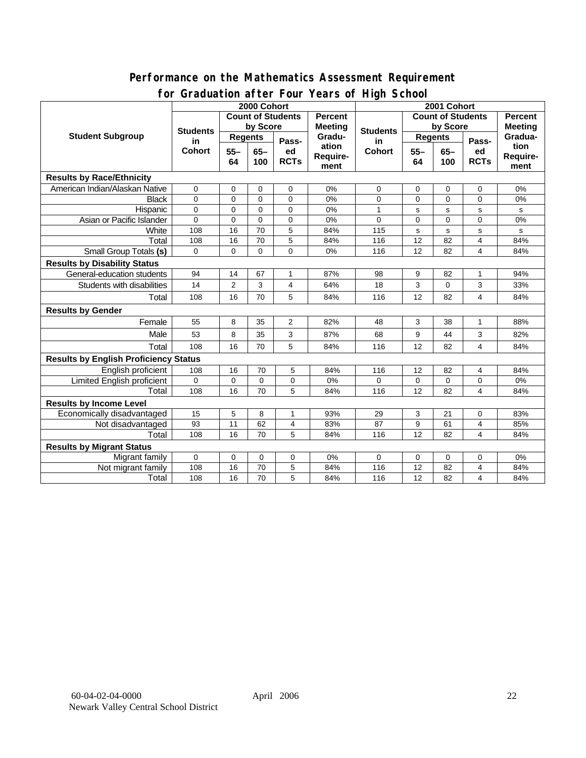## Performance on the Mathematics Assessment Requirement for Graduation after Four Years of High School

| Student Subgroup | 2000 Cohort | | | | | 2001 Cohort | | | | |
|---|---|---|---|---|---|---|---|---|---|---|
| | Students in Cohort | Count of Students by Score | | | Percent Meeting Graduation Requirement | Students in Cohort | Count of Students by Score | | | Percent Meeting Graduation Requirement |
| | | Regents | | Passed RCTs | | | Regents | | Passed RCTs | |
| | | 55–64 | 65–100 | | | | 55–64 | 65–100 | | |
| **Results by Race/Ethnicity** | | | | | | | | | | |
| American Indian/Alaskan Native | 0 | 0 | 0 | 0 | 0% | 0 | 0 | 0 | 0 | 0% |
| Black | 0 | 0 | 0 | 0 | 0% | 0 | 0 | 0 | 0 | 0% |
| Hispanic | 0 | 0 | 0 | 0 | 0% | 1 | s | s | s | s |
| Asian or Pacific Islander | 0 | 0 | 0 | 0 | 0% | 0 | 0 | 0 | 0 | 0% |
| White | 108 | 16 | 70 | 5 | 84% | 115 | s | s | s | s |
| Total | 108 | 16 | 70 | 5 | 84% | 116 | 12 | 82 | 4 | 84% |
| Small Group Totals **(s)** | 0 | 0 | 0 | 0 | 0% | 116 | 12 | 82 | 4 | 84% |
| **Results by Disability Status** | | | | | | | | | | |
| General-education students | 94 | 14 | 67 | 1 | 87% | 98 | 9 | 82 | 1 | 94% |
| Students with disabilities | 14 | 2 | 3 | 4 | 64% | 18 | 3 | 0 | 3 | 33% |
| Total | 108 | 16 | 70 | 5 | 84% | 116 | 12 | 82 | 4 | 84% |
| **Results by Gender** | | | | | | | | | | |
| Female | 55 | 8 | 35 | 2 | 82% | 48 | 3 | 38 | 1 | 88% |
| Male | 53 | 8 | 35 | 3 | 87% | 68 | 9 | 44 | 3 | 82% |
| Total | 108 | 16 | 70 | 5 | 84% | 116 | 12 | 82 | 4 | 84% |
| **Results by English Proficiency Status** | | | | | | | | | | |
| English proficient | 108 | 16 | 70 | 5 | 84% | 116 | 12 | 82 | 4 | 84% |
| Limited English proficient | 0 | 0 | 0 | 0 | 0% | 0 | 0 | 0 | 0 | 0% |
| Total | 108 | 16 | 70 | 5 | 84% | 116 | 12 | 82 | 4 | 84% |
| **Results by Income Level** | | | | | | | | | | |
| Economically disadvantaged | 15 | 5 | 8 | 1 | 93% | 29 | 3 | 21 | 0 | 83% |
| Not disadvantaged | 93 | 11 | 62 | 4 | 83% | 87 | 9 | 61 | 4 | 85% |
| Total | 108 | 16 | 70 | 5 | 84% | 116 | 12 | 82 | 4 | 84% |
| **Results by Migrant Status** | | | | | | | | | | |
| Migrant family | 0 | 0 | 0 | 0 | 0% | 0 | 0 | 0 | 0 | 0% |
| Not migrant family | 108 | 16 | 70 | 5 | 84% | 116 | 12 | 82 | 4 | 84% |
| Total | 108 | 16 | 70 | 5 | 84% | 116 | 12 | 82 | 4 | 84% |

60-04-02-04-0000 April 2006
Newark Valley Central School District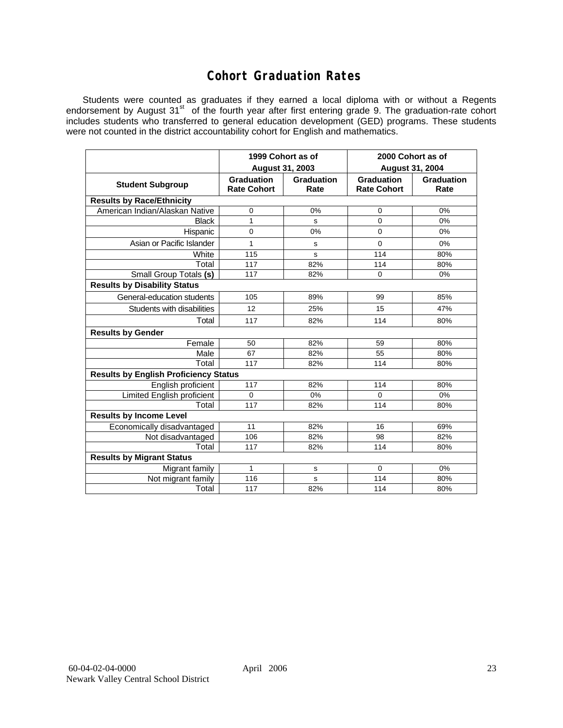# Cohort Graduation Rates

Students were counted as graduates if they earned a local diploma with or without a Regents endorsement by August 31st of the fourth year after first entering grade 9. The graduation-rate cohort includes students who transferred to general education development (GED) programs. These students were not counted in the district accountability cohort for English and mathematics.

| | 1999 Cohort as of August 31, 2003 | | 2000 Cohort as of August 31, 2004 | |
|---|---|---|---|---|
| **Student Subgroup** | **Graduation Rate Cohort** | **Graduation Rate** | **Graduation Rate Cohort** | **Graduation Rate** |
| **Results by Race/Ethnicity** | | | | |
| American Indian/Alaskan Native | 0 | 0% | 0 | 0% |
| Black | 1 | s | 0 | 0% |
| Hispanic | 0 | 0% | 0 | 0% |
| Asian or Pacific Islander | 1 | s | 0 | 0% |
| White | 115 | s | 114 | 80% |
| Total | 117 | 82% | 114 | 80% |
| Small Group Totals **(s)** | 117 | 82% | 0 | 0% |
| **Results by Disability Status** | | | | |
| General-education students | 105 | 89% | 99 | 85% |
| Students with disabilities | 12 | 25% | 15 | 47% |
| Total | 117 | 82% | 114 | 80% |
| **Results by Gender** | | | | |
| Female | 50 | 82% | 59 | 80% |
| Male | 67 | 82% | 55 | 80% |
| Total | 117 | 82% | 114 | 80% |
| **Results by English Proficiency Status** | | | | |
| English proficient | 117 | 82% | 114 | 80% |
| Limited English proficient | 0 | 0% | 0 | 0% |
| Total | 117 | 82% | 114 | 80% |
| **Results by Income Level** | | | | |
| Economically disadvantaged | 11 | 82% | 16 | 69% |
| Not disadvantaged | 106 | 82% | 98 | 82% |
| Total | 117 | 82% | 114 | 80% |
| **Results by Migrant Status** | | | | |
| Migrant family | 1 | s | 0 | 0% |
| Not migrant family | 116 | s | 114 | 80% |
| Total | 117 | 82% | 114 | 80% |

60-04-02-04-0000 April 2006
Newark Valley Central School District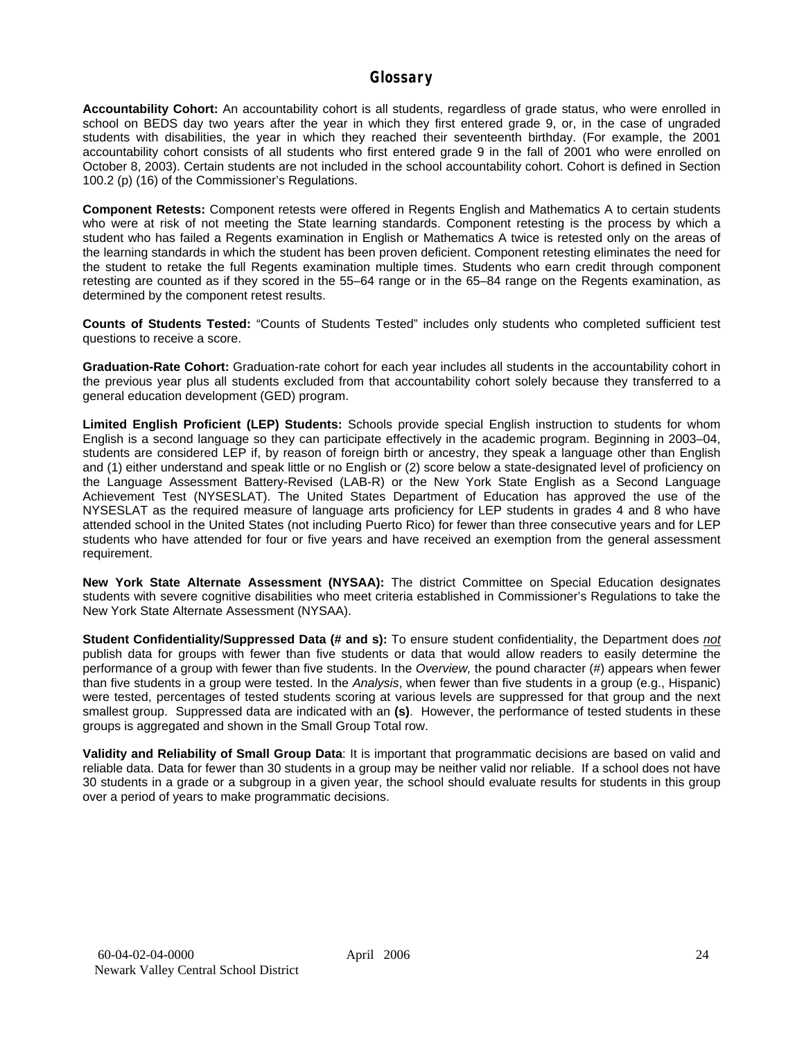# Glossary

**Accountability Cohort:** An accountability cohort is all students, regardless of grade status, who were enrolled in school on BEDS day two years after the year in which they first entered grade 9, or, in the case of ungraded students with disabilities, the year in which they reached their seventeenth birthday. (For example, the 2001 accountability cohort consists of all students who first entered grade 9 in the fall of 2001 who were enrolled on October 8, 2003). Certain students are not included in the school accountability cohort. Cohort is defined in Section 100.2 (p) (16) of the Commissioner's Regulations.

**Component Retests:** Component retests were offered in Regents English and Mathematics A to certain students who were at risk of not meeting the State learning standards. Component retesting is the process by which a student who has failed a Regents examination in English or Mathematics A twice is retested only on the areas of the learning standards in which the student has been proven deficient. Component retesting eliminates the need for the student to retake the full Regents examination multiple times. Students who earn credit through component retesting are counted as if they scored in the 55–64 range or in the 65–84 range on the Regents examination, as determined by the component retest results.

**Counts of Students Tested:** "Counts of Students Tested" includes only students who completed sufficient test questions to receive a score.

**Graduation-Rate Cohort:** Graduation-rate cohort for each year includes all students in the accountability cohort in the previous year plus all students excluded from that accountability cohort solely because they transferred to a general education development (GED) program.

**Limited English Proficient (LEP) Students:** Schools provide special English instruction to students for whom English is a second language so they can participate effectively in the academic program. Beginning in 2003–04, students are considered LEP if, by reason of foreign birth or ancestry, they speak a language other than English and (1) either understand and speak little or no English or (2) score below a state-designated level of proficiency on the Language Assessment Battery-Revised (LAB-R) or the New York State English as a Second Language Achievement Test (NYSESLAT). The United States Department of Education has approved the use of the NYSESLAT as the required measure of language arts proficiency for LEP students in grades 4 and 8 who have attended school in the United States (not including Puerto Rico) for fewer than three consecutive years and for LEP students who have attended for four or five years and have received an exemption from the general assessment requirement.

**New York State Alternate Assessment (NYSAA):** The district Committee on Special Education designates students with severe cognitive disabilities who meet criteria established in Commissioner's Regulations to take the New York State Alternate Assessment (NYSAA).

**Student Confidentiality/Suppressed Data (# and s):** To ensure student confidentiality, the Department does *not* publish data for groups with fewer than five students or data that would allow readers to easily determine the performance of a group with fewer than five students. In the *Overview,* the pound character (#) appears when fewer than five students in a group were tested. In the *Analysis*, when fewer than five students in a group (e.g., Hispanic) were tested, percentages of tested students scoring at various levels are suppressed for that group and the next smallest group. Suppressed data are indicated with an **(s)**. However, the performance of tested students in these groups is aggregated and shown in the Small Group Total row.

**Validity and Reliability of Small Group Data**: It is important that programmatic decisions are based on valid and reliable data. Data for fewer than 30 students in a group may be neither valid nor reliable. If a school does not have 30 students in a grade or a subgroup in a given year, the school should evaluate results for students in this group over a period of years to make programmatic decisions.